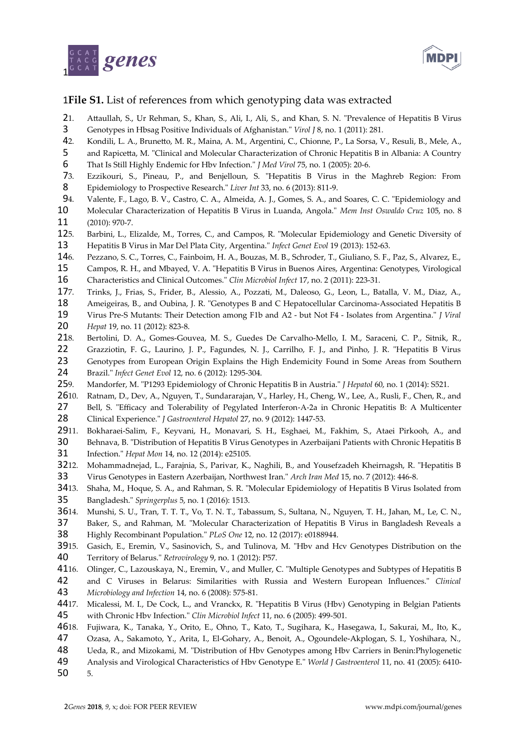**File S1.** List of references from which genotyping data was extracted

1. Attaullah, S., Ur Rehman, S., Khan, S., Ali, I., Ali, S., and Khan, S. N. "Prevalence of Hepatitis B Virus Genotypes in Hbsag Positive Individuals of Afghanistan." *Virol J* 8, no. 1 (2011): 281.
2. Kondili, L. A., Brunetto, M. R., Maina, A. M., Argentini, C., Chionne, P., La Sorsa, V., Resuli, B., Mele, A., and Rapicetta, M. "Clinical and Molecular Characterization of Chronic Hepatitis B in Albania: A Country That Is Still Highly Endemic for Hbv Infection." *J Med Virol* 75, no. 1 (2005): 20-6.
3. Ezzikouri, S., Pineau, P., and Benjelloun, S. "Hepatitis B Virus in the Maghreb Region: From Epidemiology to Prospective Research." *Liver Int* 33, no. 6 (2013): 811-9.
4. Valente, F., Lago, B. V., Castro, C. A., Almeida, A. J., Gomes, S. A., and Soares, C. C. "Epidemiology and Molecular Characterization of Hepatitis B Virus in Luanda, Angola." *Mem Inst Oswaldo Cruz* 105, no. 8 (2010): 970-7.
5. Barbini, L., Elizalde, M., Torres, C., and Campos, R. "Molecular Epidemiology and Genetic Diversity of Hepatitis B Virus in Mar Del Plata City, Argentina." *Infect Genet Evol* 19 (2013): 152-63.
6. Pezzano, S. C., Torres, C., Fainboim, H. A., Bouzas, M. B., Schroder, T., Giuliano, S. F., Paz, S., Alvarez, E., Campos, R. H., and Mbayed, V. A. "Hepatitis B Virus in Buenos Aires, Argentina: Genotypes, Virological Characteristics and Clinical Outcomes." *Clin Microbiol Infect* 17, no. 2 (2011): 223-31.
7. Trinks, J., Frias, S., Frider, B., Alessio, A., Pozzati, M., Daleoso, G., Leon, L., Batalla, V. M., Diaz, A., Ameigeiras, B., and Oubina, J. R. "Genotypes B and C Hepatocellular Carcinoma-Associated Hepatitis B Virus Pre-S Mutants: Their Detection among F1b and A2 - but Not F4 - Isolates from Argentina." *J Viral Hepat* 19, no. 11 (2012): 823-8.
8. Bertolini, D. A., Gomes-Gouvea, M. S., Guedes De Carvalho-Mello, I. M., Saraceni, C. P., Sitnik, R., Grazziotin, F. G., Laurino, J. P., Fagundes, N. J., Carrilho, F. J., and Pinho, J. R. "Hepatitis B Virus Genotypes from European Origin Explains the High Endemicity Found in Some Areas from Southern Brazil." *Infect Genet Evol* 12, no. 6 (2012): 1295-304.
9. Mandorfer, M. "P1293 Epidemiology of Chronic Hepatitis B in Austria." *J Hepatol* 60, no. 1 (2014): S521.
10. Ratnam, D., Dev, A., Nguyen, T., Sundararajan, V., Harley, H., Cheng, W., Lee, A., Rusli, F., Chen, R., and Bell, S. "Efficacy and Tolerability of Pegylated Interferon-A-2a in Chronic Hepatitis B: A Multicenter Clinical Experience." *J Gastroenterol Hepatol* 27, no. 9 (2012): 1447-53.
11. Bokharaei-Salim, F., Keyvani, H., Monavari, S. H., Esghaei, M., Fakhim, S., Ataei Pirkooh, A., and Behnava, B. "Distribution of Hepatitis B Virus Genotypes in Azerbaijani Patients with Chronic Hepatitis B Infection." *Hepat Mon* 14, no. 12 (2014): e25105.
12. Mohammadnejad, L., Farajnia, S., Parivar, K., Naghili, B., and Yousefzadeh Kheirnagsh, R. "Hepatitis B Virus Genotypes in Eastern Azerbaijan, Northwest Iran." *Arch Iran Med* 15, no. 7 (2012): 446-8.
13. Shaha, M., Hoque, S. A., and Rahman, S. R. "Molecular Epidemiology of Hepatitis B Virus Isolated from Bangladesh." *Springerplus* 5, no. 1 (2016): 1513.
14. Munshi, S. U., Tran, T. T. T., Vo, T. N. T., Tabassum, S., Sultana, N., Nguyen, T. H., Jahan, M., Le, C. N., Baker, S., and Rahman, M. "Molecular Characterization of Hepatitis B Virus in Bangladesh Reveals a Highly Recombinant Population." *PLoS One* 12, no. 12 (2017): e0188944.
15. Gasich, E., Eremin, V., Sasinovich, S., and Tulinova, M. "Hbv and Hcv Genotypes Distribution on the Territory of Belarus." *Retrovirology* 9, no. 1 (2012): P57.
16. Olinger, C., Lazouskaya, N., Eremin, V., and Muller, C. "Multiple Genotypes and Subtypes of Hepatitis B and C Viruses in Belarus: Similarities with Russia and Western European Influences." *Clinical Microbiology and Infection* 14, no. 6 (2008): 575-81.
17. Micalessi, M. I., De Cock, L., and Vranckx, R. "Hepatitis B Virus (Hbv) Genotyping in Belgian Patients with Chronic Hbv Infection." *Clin Microbiol Infect* 11, no. 6 (2005): 499-501.
18. Fujiwara, K., Tanaka, Y., Orito, E., Ohno, T., Kato, T., Sugihara, K., Hasegawa, I., Sakurai, M., Ito, K., Ozasa, A., Sakamoto, Y., Arita, I., El-Gohary, A., Benoit, A., Ogoundele-Akplogan, S. I., Yoshihara, N., Ueda, R., and Mizokami, M. "Distribution of Hbv Genotypes among Hbv Carriers in Benin:Phylogenetic Analysis and Virological Characteristics of Hbv Genotype E." *World J Gastroenterol* 11, no. 41 (2005): 6410-5.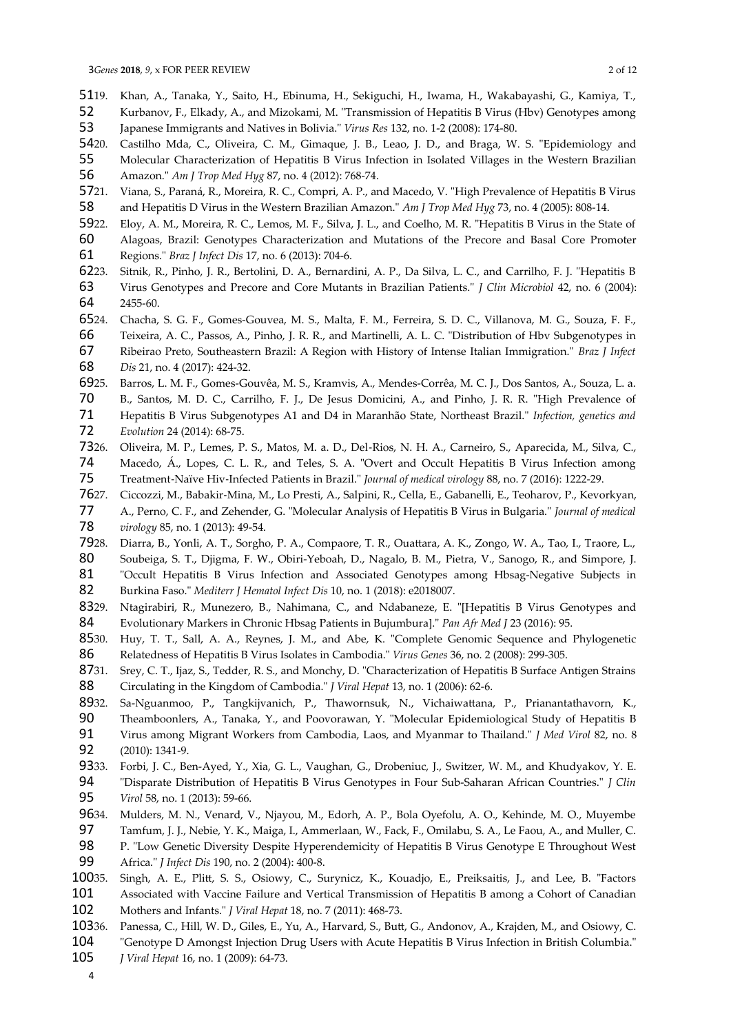19. Khan, A., Tanaka, Y., Saito, H., Ebinuma, H., Sekiguchi, H., Iwama, H., Wakabayashi, G., Kamiya, T., Kurbanov, F., Elkady, A., and Mizokami, M. "Transmission of Hepatitis B Virus (Hbv) Genotypes among Japanese Immigrants and Natives in Bolivia." *Virus Res* 132, no. 1-2 (2008): 174-80.
20. Castilho Mda, C., Oliveira, C. M., Gimaque, J. B., Leao, J. D., and Braga, W. S. "Epidemiology and Molecular Characterization of Hepatitis B Virus Infection in Isolated Villages in the Western Brazilian Amazon." *Am J Trop Med Hyg* 87, no. 4 (2012): 768-74.
21. Viana, S., Paraná, R., Moreira, R. C., Compri, A. P., and Macedo, V. "High Prevalence of Hepatitis B Virus and Hepatitis D Virus in the Western Brazilian Amazon." *Am J Trop Med Hyg* 73, no. 4 (2005): 808-14.
22. Eloy, A. M., Moreira, R. C., Lemos, M. F., Silva, J. L., and Coelho, M. R. "Hepatitis B Virus in the State of Alagoas, Brazil: Genotypes Characterization and Mutations of the Precore and Basal Core Promoter Regions." *Braz J Infect Dis* 17, no. 6 (2013): 704-6.
23. Sitnik, R., Pinho, J. R., Bertolini, D. A., Bernardini, A. P., Da Silva, L. C., and Carrilho, F. J. "Hepatitis B Virus Genotypes and Precore and Core Mutants in Brazilian Patients." *J Clin Microbiol* 42, no. 6 (2004): 2455-60.
24. Chacha, S. G. F., Gomes-Gouvea, M. S., Malta, F. M., Ferreira, S. D. C., Villanova, M. G., Souza, F. F., Teixeira, A. C., Passos, A., Pinho, J. R. R., and Martinelli, A. L. C. "Distribution of Hbv Subgenotypes in Ribeirao Preto, Southeastern Brazil: A Region with History of Intense Italian Immigration." *Braz J Infect Dis* 21, no. 4 (2017): 424-32.
25. Barros, L. M. F., Gomes-Gouvêa, M. S., Kramvis, A., Mendes-Corrêa, M. C. J., Dos Santos, A., Souza, L. a. B., Santos, M. D. C., Carrilho, F. J., De Jesus Domicini, A., and Pinho, J. R. R. "High Prevalence of Hepatitis B Virus Subgenotypes A1 and D4 in Maranhão State, Northeast Brazil." *Infection, genetics and Evolution* 24 (2014): 68-75.
26. Oliveira, M. P., Lemes, P. S., Matos, M. a. D., Del-Rios, N. H. A., Carneiro, S., Aparecida, M., Silva, C., Macedo, Á., Lopes, C. L. R., and Teles, S. A. "Overt and Occult Hepatitis B Virus Infection among Treatment-Naïve Hiv-Infected Patients in Brazil." *Journal of medical virology* 88, no. 7 (2016): 1222-29.
27. Ciccozzi, M., Babakir-Mina, M., Lo Presti, A., Salpini, R., Cella, E., Gabanelli, E., Teoharov, P., Kevorkyan, A., Perno, C. F., and Zehender, G. "Molecular Analysis of Hepatitis B Virus in Bulgaria." *Journal of medical virology* 85, no. 1 (2013): 49-54.
28. Diarra, B., Yonli, A. T., Sorgho, P. A., Compaore, T. R., Ouattara, A. K., Zongo, W. A., Tao, I., Traore, L., Soubeiga, S. T., Djigma, F. W., Obiri-Yeboah, D., Nagalo, B. M., Pietra, V., Sanogo, R., and Simpore, J. "Occult Hepatitis B Virus Infection and Associated Genotypes among Hbsag-Negative Subjects in Burkina Faso." *Mediterr J Hematol Infect Dis* 10, no. 1 (2018): e2018007.
29. Ntagirabiri, R., Munezero, B., Nahimana, C., and Ndabaneze, E. "[Hepatitis B Virus Genotypes and Evolutionary Markers in Chronic Hbsag Patients in Bujumbura]." *Pan Afr Med J* 23 (2016): 95.
30. Huy, T. T., Sall, A. A., Reynes, J. M., and Abe, K. "Complete Genomic Sequence and Phylogenetic Relatedness of Hepatitis B Virus Isolates in Cambodia." *Virus Genes* 36, no. 2 (2008): 299-305.
31. Srey, C. T., Ijaz, S., Tedder, R. S., and Monchy, D. "Characterization of Hepatitis B Surface Antigen Strains Circulating in the Kingdom of Cambodia." *J Viral Hepat* 13, no. 1 (2006): 62-6.
32. Sa-Nguanmoo, P., Tangkijvanich, P., Thawornsuk, N., Vichaiwattana, P., Prianantathavorn, K., Theamboonlers, A., Tanaka, Y., and Poovorawan, Y. "Molecular Epidemiological Study of Hepatitis B Virus among Migrant Workers from Cambodia, Laos, and Myanmar to Thailand." *J Med Virol* 82, no. 8 (2010): 1341-9.
33. Forbi, J. C., Ben-Ayed, Y., Xia, G. L., Vaughan, G., Drobeniuc, J., Switzer, W. M., and Khudyakov, Y. E. "Disparate Distribution of Hepatitis B Virus Genotypes in Four Sub-Saharan African Countries." *J Clin Virol* 58, no. 1 (2013): 59-66.
34. Mulders, M. N., Venard, V., Njayou, M., Edorh, A. P., Bola Oyefolu, A. O., Kehinde, M. O., Muyembe Tamfum, J. J., Nebie, Y. K., Maiga, I., Ammerlaan, W., Fack, F., Omilabu, S. A., Le Faou, A., and Muller, C. P. "Low Genetic Diversity Despite Hyperendemicity of Hepatitis B Virus Genotype E Throughout West Africa." *J Infect Dis* 190, no. 2 (2004): 400-8.
35. Singh, A. E., Plitt, S. S., Osiowy, C., Surynicz, K., Kouadjo, E., Preiksaitis, J., and Lee, B. "Factors Associated with Vaccine Failure and Vertical Transmission of Hepatitis B among a Cohort of Canadian Mothers and Infants." *J Viral Hepat* 18, no. 7 (2011): 468-73.
36. Panessa, C., Hill, W. D., Giles, E., Yu, A., Harvard, S., Butt, G., Andonov, A., Krajden, M., and Osiowy, C. "Genotype D Amongst Injection Drug Users with Acute Hepatitis B Virus Infection in British Columbia." *J Viral Hepat* 16, no. 1 (2009): 64-73.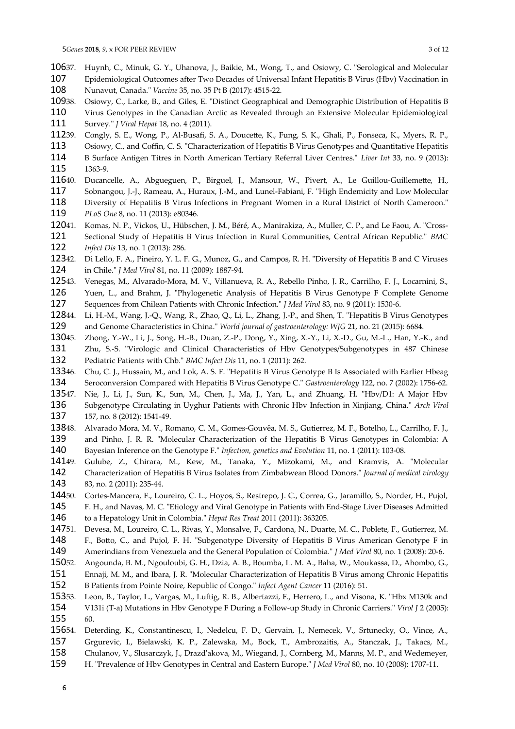37. Huynh, C., Minuk, G. Y., Uhanova, J., Baikie, M., Wong, T., and Osiowy, C. "Serological and Molecular Epidemiological Outcomes after Two Decades of Universal Infant Hepatitis B Virus (Hbv) Vaccination in Nunavut, Canada." *Vaccine* 35, no. 35 Pt B (2017): 4515-22.
38. Osiowy, C., Larke, B., and Giles, E. "Distinct Geographical and Demographic Distribution of Hepatitis B Virus Genotypes in the Canadian Arctic as Revealed through an Extensive Molecular Epidemiological Survey." *J Viral Hepat* 18, no. 4 (2011).
39. Congly, S. E., Wong, P., Al-Busafi, S. A., Doucette, K., Fung, S. K., Ghali, P., Fonseca, K., Myers, R. P., Osiowy, C., and Coffin, C. S. "Characterization of Hepatitis B Virus Genotypes and Quantitative Hepatitis B Surface Antigen Titres in North American Tertiary Referral Liver Centres." *Liver Int* 33, no. 9 (2013): 1363-9.
40. Ducancelle, A., Abgueguen, P., Birguel, J., Mansour, W., Pivert, A., Le Guillou-Guillemette, H., Sobnangou, J.-J., Rameau, A., Huraux, J.-M., and Lunel-Fabiani, F. "High Endemicity and Low Molecular Diversity of Hepatitis B Virus Infections in Pregnant Women in a Rural District of North Cameroon." *PLoS One* 8, no. 11 (2013): e80346.
41. Komas, N. P., Vickos, U., Hübschen, J. M., Béré, A., Manirakiza, A., Muller, C. P., and Le Faou, A. "Cross-Sectional Study of Hepatitis B Virus Infection in Rural Communities, Central African Republic." *BMC Infect Dis* 13, no. 1 (2013): 286.
42. Di Lello, F. A., Pineiro, Y. L. F. G., Munoz, G., and Campos, R. H. "Diversity of Hepatitis B and C Viruses in Chile." *J Med Virol* 81, no. 11 (2009): 1887-94.
43. Venegas, M., Alvarado-Mora, M. V., Villanueva, R. A., Rebello Pinho, J. R., Carrilho, F. J., Locarnini, S., Yuen, L., and Brahm, J. "Phylogenetic Analysis of Hepatitis B Virus Genotype F Complete Genome Sequences from Chilean Patients with Chronic Infection." *J Med Virol* 83, no. 9 (2011): 1530-6.
44. Li, H.-M., Wang, J.-Q., Wang, R., Zhao, Q., Li, L., Zhang, J.-P., and Shen, T. "Hepatitis B Virus Genotypes and Genome Characteristics in China." *World journal of gastroenterology: WJG* 21, no. 21 (2015): 6684.
45. Zhong, Y.-W., Li, J., Song, H.-B., Duan, Z.-P., Dong, Y., Xing, X.-Y., Li, X.-D., Gu, M.-L., Han, Y.-K., and Zhu, S.-S. "Virologic and Clinical Characteristics of Hbv Genotypes/Subgenotypes in 487 Chinese Pediatric Patients with Chb." *BMC Infect Dis* 11, no. 1 (2011): 262.
46. Chu, C. J., Hussain, M., and Lok, A. S. F. "Hepatitis B Virus Genotype B Is Associated with Earlier Hbeag Seroconversion Compared with Hepatitis B Virus Genotype C." *Gastroenterology* 122, no. 7 (2002): 1756-62.
47. Nie, J., Li, J., Sun, K., Sun, M., Chen, J., Ma, J., Yan, L., and Zhuang, H. "Hbv/D1: A Major Hbv Subgenotype Circulating in Uyghur Patients with Chronic Hbv Infection in Xinjiang, China." *Arch Virol* 157, no. 8 (2012): 1541-49.
48. Alvarado Mora, M. V., Romano, C. M., Gomes-Gouvêa, M. S., Gutierrez, M. F., Botelho, L., Carrilho, F. J., and Pinho, J. R. R. "Molecular Characterization of the Hepatitis B Virus Genotypes in Colombia: A Bayesian Inference on the Genotype F." *Infection, genetics and Evolution* 11, no. 1 (2011): 103-08.
49. Gulube, Z., Chirara, M., Kew, M., Tanaka, Y., Mizokami, M., and Kramvis, A. "Molecular Characterization of Hepatitis B Virus Isolates from Zimbabwean Blood Donors." *Journal of medical virology* 83, no. 2 (2011): 235-44.
50. Cortes-Mancera, F., Loureiro, C. L., Hoyos, S., Restrepo, J. C., Correa, G., Jaramillo, S., Norder, H., Pujol, F. H., and Navas, M. C. "Etiology and Viral Genotype in Patients with End-Stage Liver Diseases Admitted to a Hepatology Unit in Colombia." *Hepat Res Treat* 2011 (2011): 363205.
51. Devesa, M., Loureiro, C. L., Rivas, Y., Monsalve, F., Cardona, N., Duarte, M. C., Poblete, F., Gutierrez, M. F., Botto, C., and Pujol, F. H. "Subgenotype Diversity of Hepatitis B Virus American Genotype F in Amerindians from Venezuela and the General Population of Colombia." *J Med Virol* 80, no. 1 (2008): 20-6.
52. Angounda, B. M., Ngouloubi, G. H., Dzia, A. B., Boumba, L. M. A., Baha, W., Moukassa, D., Ahombo, G., Ennaji, M. M., and Ibara, J. R. "Molecular Characterization of Hepatitis B Virus among Chronic Hepatitis B Patients from Pointe Noire, Republic of Congo." *Infect Agent Cancer* 11 (2016): 51.
53. Leon, B., Taylor, L., Vargas, M., Luftig, R. B., Albertazzi, F., Herrero, L., and Visona, K. "Hbx M130k and V131i (T-a) Mutations in Hbv Genotype F During a Follow-up Study in Chronic Carriers." *Virol J* 2 (2005): 60.
54. Deterding, K., Constantinescu, I., Nedelcu, F. D., Gervain, J., Nemecek, V., Srtunecky, O., Vince, A., Grgurevic, I., Bielawski, K. P., Zalewska, M., Bock, T., Ambrozaitis, A., Stanczak, J., Takacs, M., Chulanov, V., Slusarczyk, J., Drazd'akova, M., Wiegand, J., Cornberg, M., Manns, M. P., and Wedemeyer, H. "Prevalence of Hbv Genotypes in Central and Eastern Europe." *J Med Virol* 80, no. 10 (2008): 1707-11.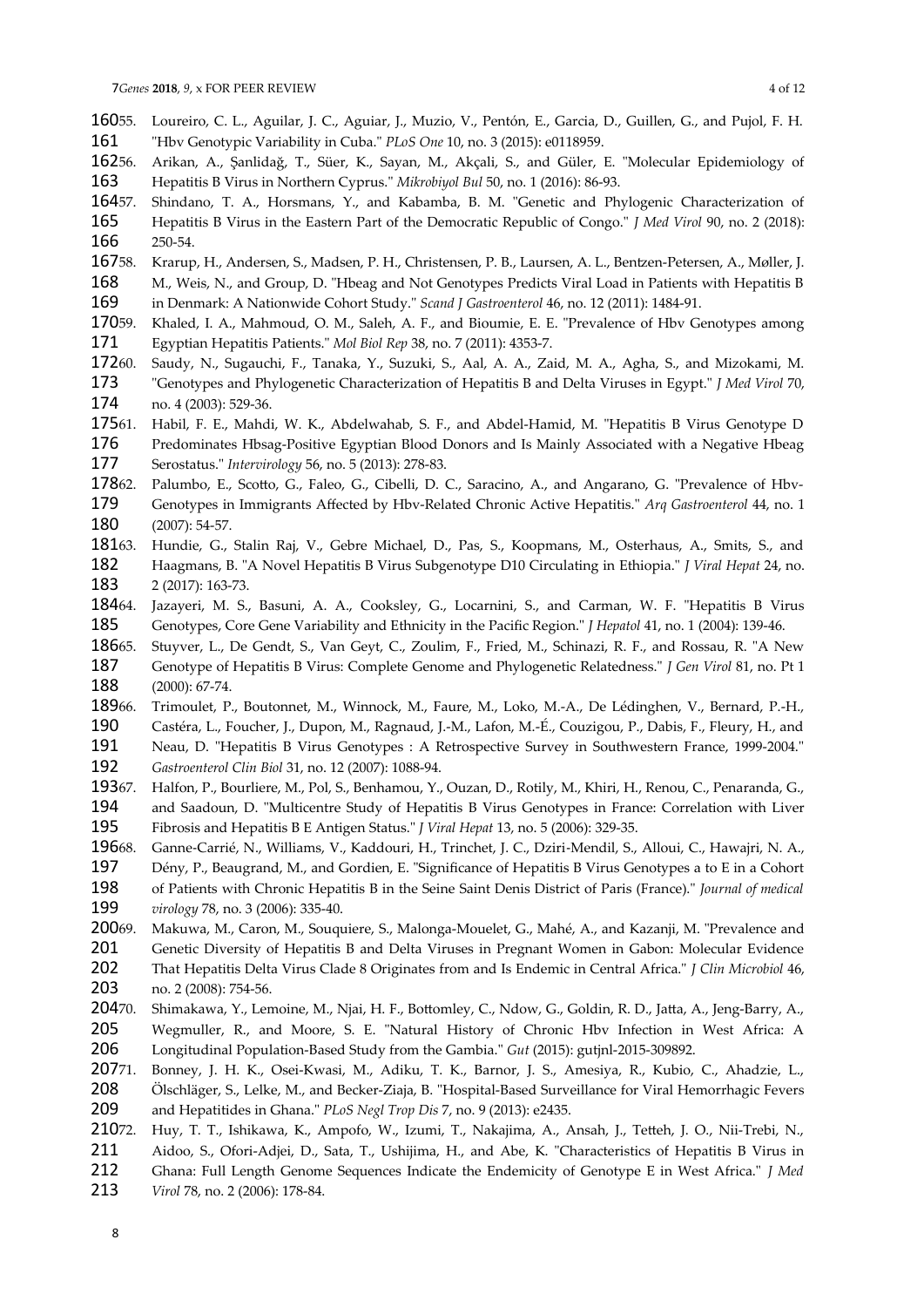55. Loureiro, C. L., Aguilar, J. C., Aguiar, J., Muzio, V., Pentón, E., Garcia, D., Guillen, G., and Pujol, F. H. "Hbv Genotypic Variability in Cuba." *PLoS One* 10, no. 3 (2015): e0118959.
56. Arikan, A., Şanlidağ, T., Süer, K., Sayan, M., Akçali, S., and Güler, E. "Molecular Epidemiology of Hepatitis B Virus in Northern Cyprus." *Mikrobiyol Bul* 50, no. 1 (2016): 86-93.
57. Shindano, T. A., Horsmans, Y., and Kabamba, B. M. "Genetic and Phylogenic Characterization of Hepatitis B Virus in the Eastern Part of the Democratic Republic of Congo." *J Med Virol* 90, no. 2 (2018): 250-54.
58. Krarup, H., Andersen, S., Madsen, P. H., Christensen, P. B., Laursen, A. L., Bentzen-Petersen, A., Møller, J. M., Weis, N., and Group, D. "Hbeag and Not Genotypes Predicts Viral Load in Patients with Hepatitis B in Denmark: A Nationwide Cohort Study." *Scand J Gastroenterol* 46, no. 12 (2011): 1484-91.
59. Khaled, I. A., Mahmoud, O. M., Saleh, A. F., and Bioumie, E. E. "Prevalence of Hbv Genotypes among Egyptian Hepatitis Patients." *Mol Biol Rep* 38, no. 7 (2011): 4353-7.
60. Saudy, N., Sugauchi, F., Tanaka, Y., Suzuki, S., Aal, A. A., Zaid, M. A., Agha, S., and Mizokami, M. "Genotypes and Phylogenetic Characterization of Hepatitis B and Delta Viruses in Egypt." *J Med Virol* 70, no. 4 (2003): 529-36.
61. Habil, F. E., Mahdi, W. K., Abdelwahab, S. F., and Abdel-Hamid, M. "Hepatitis B Virus Genotype D Predominates Hbsag-Positive Egyptian Blood Donors and Is Mainly Associated with a Negative Hbeag Serostatus." *Intervirology* 56, no. 5 (2013): 278-83.
62. Palumbo, E., Scotto, G., Faleo, G., Cibelli, D. C., Saracino, A., and Angarano, G. "Prevalence of Hbv-Genotypes in Immigrants Affected by Hbv-Related Chronic Active Hepatitis." *Arq Gastroenterol* 44, no. 1 (2007): 54-57.
63. Hundie, G., Stalin Raj, V., Gebre Michael, D., Pas, S., Koopmans, M., Osterhaus, A., Smits, S., and Haagmans, B. "A Novel Hepatitis B Virus Subgenotype D10 Circulating in Ethiopia." *J Viral Hepat* 24, no. 2 (2017): 163-73.
64. Jazayeri, M. S., Basuni, A. A., Cooksley, G., Locarnini, S., and Carman, W. F. "Hepatitis B Virus Genotypes, Core Gene Variability and Ethnicity in the Pacific Region." *J Hepatol* 41, no. 1 (2004): 139-46.
65. Stuyver, L., De Gendt, S., Van Geyt, C., Zoulim, F., Fried, M., Schinazi, R. F., and Rossau, R. "A New Genotype of Hepatitis B Virus: Complete Genome and Phylogenetic Relatedness." *J Gen Virol* 81, no. Pt 1 (2000): 67-74.
66. Trimoulet, P., Boutonnet, M., Winnock, M., Faure, M., Loko, M.-A., De Lédinghen, V., Bernard, P.-H., Castéra, L., Foucher, J., Dupon, M., Ragnaud, J.-M., Lafon, M.-É., Couzigou, P., Dabis, F., Fleury, H., and Neau, D. "Hepatitis B Virus Genotypes : A Retrospective Survey in Southwestern France, 1999-2004." *Gastroenterol Clin Biol* 31, no. 12 (2007): 1088-94.
67. Halfon, P., Bourliere, M., Pol, S., Benhamou, Y., Ouzan, D., Rotily, M., Khiri, H., Renou, C., Penaranda, G., and Saadoun, D. "Multicentre Study of Hepatitis B Virus Genotypes in France: Correlation with Liver Fibrosis and Hepatitis B E Antigen Status." *J Viral Hepat* 13, no. 5 (2006): 329-35.
68. Ganne-Carrié, N., Williams, V., Kaddouri, H., Trinchet, J. C., Dziri-Mendil, S., Alloui, C., Hawajri, N. A., Dény, P., Beaugrand, M., and Gordien, E. "Significance of Hepatitis B Virus Genotypes a to E in a Cohort of Patients with Chronic Hepatitis B in the Seine Saint Denis District of Paris (France)." *Journal of medical virology* 78, no. 3 (2006): 335-40.
69. Makuwa, M., Caron, M., Souquiere, S., Malonga-Mouelet, G., Mahé, A., and Kazanji, M. "Prevalence and Genetic Diversity of Hepatitis B and Delta Viruses in Pregnant Women in Gabon: Molecular Evidence That Hepatitis Delta Virus Clade 8 Originates from and Is Endemic in Central Africa." *J Clin Microbiol* 46, no. 2 (2008): 754-56.
70. Shimakawa, Y., Lemoine, M., Njai, H. F., Bottomley, C., Ndow, G., Goldin, R. D., Jatta, A., Jeng-Barry, A., Wegmuller, R., and Moore, S. E. "Natural History of Chronic Hbv Infection in West Africa: A Longitudinal Population-Based Study from the Gambia." *Gut* (2015): gutjnl-2015-309892.
71. Bonney, J. H. K., Osei-Kwasi, M., Adiku, T. K., Barnor, J. S., Amesiya, R., Kubio, C., Ahadzie, L., Ölschläger, S., Lelke, M., and Becker-Ziaja, B. "Hospital-Based Surveillance for Viral Hemorrhagic Fevers and Hepatitides in Ghana." *PLoS Negl Trop Dis* 7, no. 9 (2013): e2435.
72. Huy, T. T., Ishikawa, K., Ampofo, W., Izumi, T., Nakajima, A., Ansah, J., Tetteh, J. O., Nii-Trebi, N., Aidoo, S., Ofori-Adjei, D., Sata, T., Ushijima, H., and Abe, K. "Characteristics of Hepatitis B Virus in Ghana: Full Length Genome Sequences Indicate the Endemicity of Genotype E in West Africa." *J Med Virol* 78, no. 2 (2006): 178-84.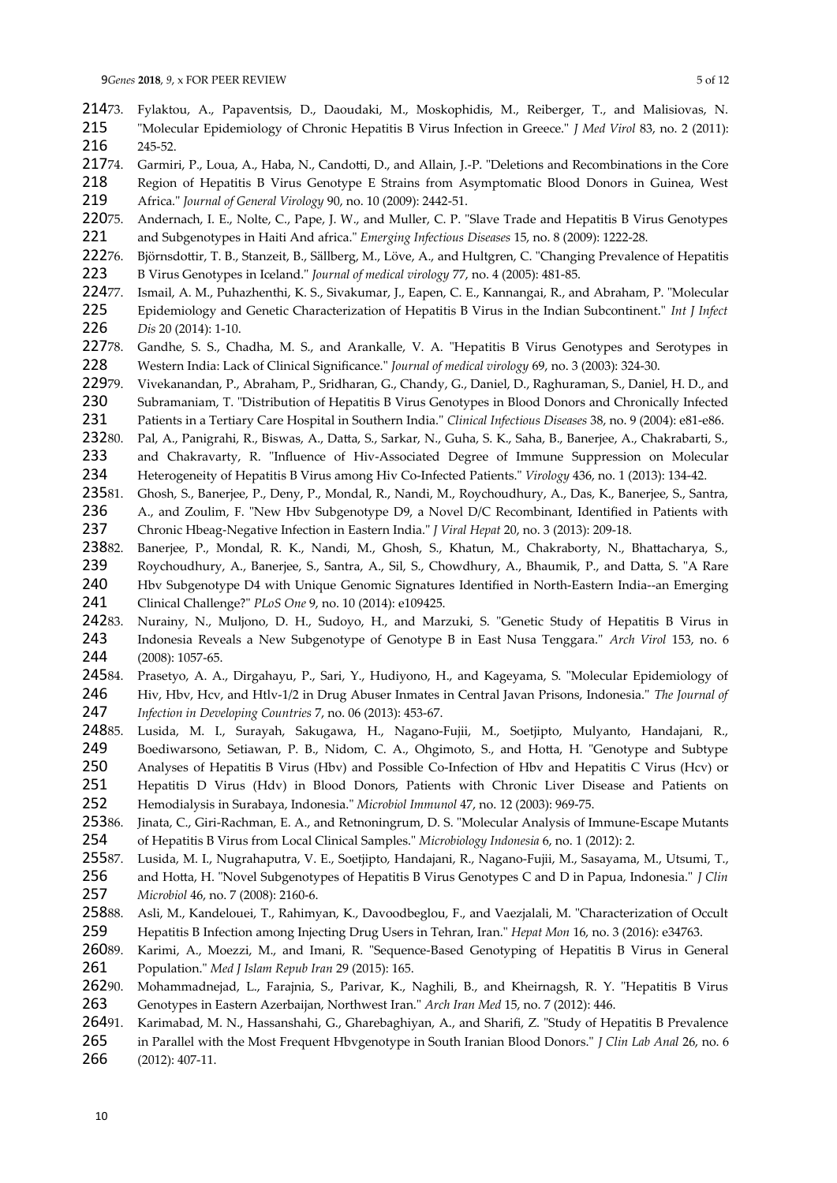73. Fylaktou, A., Papaventsis, D., Daoudaki, M., Moskophidis, M., Reiberger, T., and Malisiovas, N. "Molecular Epidemiology of Chronic Hepatitis B Virus Infection in Greece." *J Med Virol* 83, no. 2 (2011): 245-52.
74. Garmiri, P., Loua, A., Haba, N., Candotti, D., and Allain, J.-P. "Deletions and Recombinations in the Core Region of Hepatitis B Virus Genotype E Strains from Asymptomatic Blood Donors in Guinea, West Africa." *Journal of General Virology* 90, no. 10 (2009): 2442-51.
75. Andernach, I. E., Nolte, C., Pape, J. W., and Muller, C. P. "Slave Trade and Hepatitis B Virus Genotypes and Subgenotypes in Haiti And africa." *Emerging Infectious Diseases* 15, no. 8 (2009): 1222-28.
76. Björnsdottir, T. B., Stanzeit, B., Sällberg, M., Löve, A., and Hultgren, C. "Changing Prevalence of Hepatitis B Virus Genotypes in Iceland." *Journal of medical virology* 77, no. 4 (2005): 481-85.
77. Ismail, A. M., Puhazhenthi, K. S., Sivakumar, J., Eapen, C. E., Kannangai, R., and Abraham, P. "Molecular Epidemiology and Genetic Characterization of Hepatitis B Virus in the Indian Subcontinent." *Int J Infect Dis* 20 (2014): 1-10.
78. Gandhe, S. S., Chadha, M. S., and Arankalle, V. A. "Hepatitis B Virus Genotypes and Serotypes in Western India: Lack of Clinical Significance." *Journal of medical virology* 69, no. 3 (2003): 324-30.
79. Vivekanandan, P., Abraham, P., Sridharan, G., Chandy, G., Daniel, D., Raghuraman, S., Daniel, H. D., and Subramaniam, T. "Distribution of Hepatitis B Virus Genotypes in Blood Donors and Chronically Infected Patients in a Tertiary Care Hospital in Southern India." *Clinical Infectious Diseases* 38, no. 9 (2004): e81-e86.
80. Pal, A., Panigrahi, R., Biswas, A., Datta, S., Sarkar, N., Guha, S. K., Saha, B., Banerjee, A., Chakrabarti, S., and Chakravarty, R. "Influence of Hiv-Associated Degree of Immune Suppression on Molecular Heterogeneity of Hepatitis B Virus among Hiv Co-Infected Patients." *Virology* 436, no. 1 (2013): 134-42.
81. Ghosh, S., Banerjee, P., Deny, P., Mondal, R., Nandi, M., Roychoudhury, A., Das, K., Banerjee, S., Santra, A., and Zoulim, F. "New Hbv Subgenotype D9, a Novel D/C Recombinant, Identified in Patients with Chronic Hbeag-Negative Infection in Eastern India." *J Viral Hepat* 20, no. 3 (2013): 209-18.
82. Banerjee, P., Mondal, R. K., Nandi, M., Ghosh, S., Khatun, M., Chakraborty, N., Bhattacharya, S., Roychoudhury, A., Banerjee, S., Santra, A., Sil, S., Chowdhury, A., Bhaumik, P., and Datta, S. "A Rare Hbv Subgenotype D4 with Unique Genomic Signatures Identified in North-Eastern India--an Emerging Clinical Challenge?" *PLoS One* 9, no. 10 (2014): e109425.
83. Nurainy, N., Muljono, D. H., Sudoyo, H., and Marzuki, S. "Genetic Study of Hepatitis B Virus in Indonesia Reveals a New Subgenotype of Genotype B in East Nusa Tenggara." *Arch Virol* 153, no. 6 (2008): 1057-65.
84. Prasetyo, A. A., Dirgahayu, P., Sari, Y., Hudiyono, H., and Kageyama, S. "Molecular Epidemiology of Hiv, Hbv, Hcv, and Htlv-1/2 in Drug Abuser Inmates in Central Javan Prisons, Indonesia." *The Journal of Infection in Developing Countries* 7, no. 06 (2013): 453-67.
85. Lusida, M. I., Surayah, Sakugawa, H., Nagano-Fujii, M., Soetjipto, Mulyanto, Handajani, R., Boediwarsono, Setiawan, P. B., Nidom, C. A., Ohgimoto, S., and Hotta, H. "Genotype and Subtype Analyses of Hepatitis B Virus (Hbv) and Possible Co-Infection of Hbv and Hepatitis C Virus (Hcv) or Hepatitis D Virus (Hdv) in Blood Donors, Patients with Chronic Liver Disease and Patients on Hemodialysis in Surabaya, Indonesia." *Microbiol Immunol* 47, no. 12 (2003): 969-75.
86. Jinata, C., Giri-Rachman, E. A., and Retnoningrum, D. S. "Molecular Analysis of Immune-Escape Mutants of Hepatitis B Virus from Local Clinical Samples." *Microbiology Indonesia* 6, no. 1 (2012): 2.
87. Lusida, M. I., Nugrahaputra, V. E., Soetjipto, Handajani, R., Nagano-Fujii, M., Sasayama, M., Utsumi, T., and Hotta, H. "Novel Subgenotypes of Hepatitis B Virus Genotypes C and D in Papua, Indonesia." *J Clin Microbiol* 46, no. 7 (2008): 2160-6.
88. Asli, M., Kandelouei, T., Rahimyan, K., Davoodbeglou, F., and Vaezjalali, M. "Characterization of Occult Hepatitis B Infection among Injecting Drug Users in Tehran, Iran." *Hepat Mon* 16, no. 3 (2016): e34763.
89. Karimi, A., Moezzi, M., and Imani, R. "Sequence-Based Genotyping of Hepatitis B Virus in General Population." *Med J Islam Repub Iran* 29 (2015): 165.
90. Mohammadnejad, L., Farajnia, S., Parivar, K., Naghili, B., and Kheirnagsh, R. Y. "Hepatitis B Virus Genotypes in Eastern Azerbaijan, Northwest Iran." *Arch Iran Med* 15, no. 7 (2012): 446.
91. Karimabad, M. N., Hassanshahi, G., Gharebaghiyan, A., and Sharifi, Z. "Study of Hepatitis B Prevalence in Parallel with the Most Frequent Hbvgenotype in South Iranian Blood Donors." *J Clin Lab Anal* 26, no. 6 (2012): 407-11.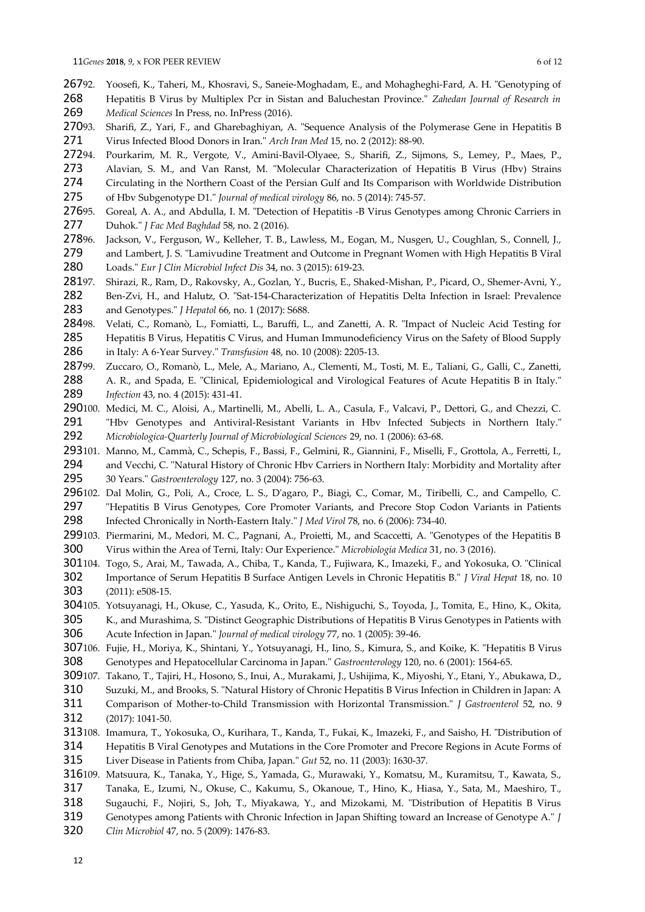92. Yoosefi, K., Taheri, M., Khosravi, S., Saneie-Moghadam, E., and Mohagheghi-Fard, A. H. "Genotyping of Hepatitis B Virus by Multiplex Pcr in Sistan and Baluchestan Province." *Zahedan Journal of Research in Medical Sciences* In Press, no. InPress (2016).
93. Sharifi, Z., Yari, F., and Gharebaghiyan, A. "Sequence Analysis of the Polymerase Gene in Hepatitis B Virus Infected Blood Donors in Iran." *Arch Iran Med* 15, no. 2 (2012): 88-90.
94. Pourkarim, M. R., Vergote, V., Amini-Bavil-Olyaee, S., Sharifi, Z., Sijmons, S., Lemey, P., Maes, P., Alavian, S. M., and Van Ranst, M. "Molecular Characterization of Hepatitis B Virus (Hbv) Strains Circulating in the Northern Coast of the Persian Gulf and Its Comparison with Worldwide Distribution of Hbv Subgenotype D1." *Journal of medical virology* 86, no. 5 (2014): 745-57.
95. Goreal, A. A., and Abdulla, I. M. "Detection of Hepatitis -B Virus Genotypes among Chronic Carriers in Duhok." *J Fac Med Baghdad* 58, no. 2 (2016).
96. Jackson, V., Ferguson, W., Kelleher, T. B., Lawless, M., Eogan, M., Nusgen, U., Coughlan, S., Connell, J., and Lambert, J. S. "Lamivudine Treatment and Outcome in Pregnant Women with High Hepatitis B Viral Loads." *Eur J Clin Microbiol Infect Dis* 34, no. 3 (2015): 619-23.
97. Shirazi, R., Ram, D., Rakovsky, A., Gozlan, Y., Bucris, E., Shaked-Mishan, P., Picard, O., Shemer-Avni, Y., Ben-Zvi, H., and Halutz, O. "Sat-154-Characterization of Hepatitis Delta Infection in Israel: Prevalence and Genotypes." *J Hepatol* 66, no. 1 (2017): S688.
98. Velati, C., Romanò, L., Fomiatti, L., Baruffi, L., and Zanetti, A. R. "Impact of Nucleic Acid Testing for Hepatitis B Virus, Hepatitis C Virus, and Human Immunodeficiency Virus on the Safety of Blood Supply in Italy: A 6-Year Survey." *Transfusion* 48, no. 10 (2008): 2205-13.
99. Zuccaro, O., Romanò, L., Mele, A., Mariano, A., Clementi, M., Tosti, M. E., Taliani, G., Galli, C., Zanetti, A. R., and Spada, E. "Clinical, Epidemiological and Virological Features of Acute Hepatitis B in Italy." *Infection* 43, no. 4 (2015): 431-41.
100. Medici, M. C., Aloisi, A., Martinelli, M., Abelli, L. A., Casula, F., Valcavi, P., Dettori, G., and Chezzi, C. "Hbv Genotypes and Antiviral-Resistant Variants in Hbv Infected Subjects in Northern Italy." *Microbiologica-Quarterly Journal of Microbiological Sciences* 29, no. 1 (2006): 63-68.
101. Manno, M., Cammà, C., Schepis, F., Bassi, F., Gelmini, R., Giannini, F., Miselli, F., Grottola, A., Ferretti, I., and Vecchi, C. "Natural History of Chronic Hbv Carriers in Northern Italy: Morbidity and Mortality after 30 Years." *Gastroenterology* 127, no. 3 (2004): 756-63.
102. Dal Molin, G., Poli, A., Croce, L. S., D'agaro, P., Biagi, C., Comar, M., Tiribelli, C., and Campello, C. "Hepatitis B Virus Genotypes, Core Promoter Variants, and Precore Stop Codon Variants in Patients Infected Chronically in North-Eastern Italy." *J Med Virol* 78, no. 6 (2006): 734-40.
103. Piermarini, M., Medori, M. C., Pagnani, A., Proietti, M., and Scaccetti, A. "Genotypes of the Hepatitis B Virus within the Area of Terni, Italy: Our Experience." *Microbiologia Medica* 31, no. 3 (2016).
104. Togo, S., Arai, M., Tawada, A., Chiba, T., Kanda, T., Fujiwara, K., Imazeki, F., and Yokosuka, O. "Clinical Importance of Serum Hepatitis B Surface Antigen Levels in Chronic Hepatitis B." *J Viral Hepat* 18, no. 10 (2011): e508-15.
105. Yotsuyanagi, H., Okuse, C., Yasuda, K., Orito, E., Nishiguchi, S., Toyoda, J., Tomita, E., Hino, K., Okita, K., and Murashima, S. "Distinct Geographic Distributions of Hepatitis B Virus Genotypes in Patients with Acute Infection in Japan." *Journal of medical virology* 77, no. 1 (2005): 39-46.
106. Fujie, H., Moriya, K., Shintani, Y., Yotsuyanagi, H., Iino, S., Kimura, S., and Koike, K. "Hepatitis B Virus Genotypes and Hepatocellular Carcinoma in Japan." *Gastroenterology* 120, no. 6 (2001): 1564-65.
107. Takano, T., Tajiri, H., Hosono, S., Inui, A., Murakami, J., Ushijima, K., Miyoshi, Y., Etani, Y., Abukawa, D., Suzuki, M., and Brooks, S. "Natural History of Chronic Hepatitis B Virus Infection in Children in Japan: A Comparison of Mother-to-Child Transmission with Horizontal Transmission." *J Gastroenterol* 52, no. 9 (2017): 1041-50.
108. Imamura, T., Yokosuka, O., Kurihara, T., Kanda, T., Fukai, K., Imazeki, F., and Saisho, H. "Distribution of Hepatitis B Viral Genotypes and Mutations in the Core Promoter and Precore Regions in Acute Forms of Liver Disease in Patients from Chiba, Japan." *Gut* 52, no. 11 (2003): 1630-37.
109. Matsuura, K., Tanaka, Y., Hige, S., Yamada, G., Murawaki, Y., Komatsu, M., Kuramitsu, T., Kawata, S., Tanaka, E., Izumi, N., Okuse, C., Kakumu, S., Okanoue, T., Hino, K., Hiasa, Y., Sata, M., Maeshiro, T., Sugauchi, F., Nojiri, S., Joh, T., Miyakawa, Y., and Mizokami, M. "Distribution of Hepatitis B Virus Genotypes among Patients with Chronic Infection in Japan Shifting toward an Increase of Genotype A." *J Clin Microbiol* 47, no. 5 (2009): 1476-83.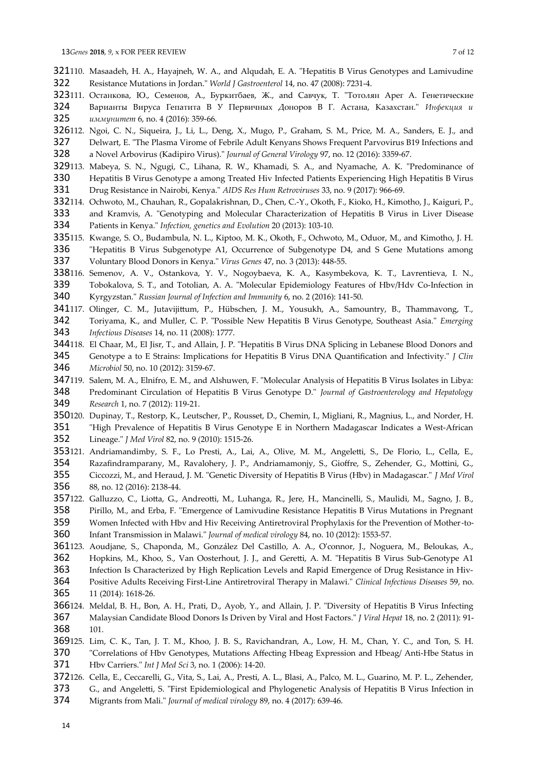110. Masaadeh, H. A., Hayajneh, W. A., and Alqudah, E. A. "Hepatitis B Virus Genotypes and Lamivudine Resistance Mutations in Jordan." *World J Gastroenterol* 14, no. 47 (2008): 7231-4.

111. Останкова, Ю., Семенов, А., Буркитбаев, Ж., and Савчук, Т. "Тотолян Арег А. Генетические Варианты Вируса Гепатита В У Первичных Доноров В Г. Астана, Казахстан." *Инфекция и иммунитет* 6, no. 4 (2016): 359-66.

112. Ngoi, C. N., Siqueira, J., Li, L., Deng, X., Mugo, P., Graham, S. M., Price, M. A., Sanders, E. J., and Delwart, E. "The Plasma Virome of Febrile Adult Kenyans Shows Frequent Parvovirus B19 Infections and a Novel Arbovirus (Kadipiro Virus)." *Journal of General Virology* 97, no. 12 (2016): 3359-67.

113. Mabeya, S. N., Ngugi, C., Lihana, R. W., Khamadi, S. A., and Nyamache, A. K. "Predominance of Hepatitis B Virus Genotype a among Treated Hiv Infected Patients Experiencing High Hepatitis B Virus Drug Resistance in Nairobi, Kenya." *AIDS Res Hum Retroviruses* 33, no. 9 (2017): 966-69.

114. Ochwoto, M., Chauhan, R., Gopalakrishnan, D., Chen, C.-Y., Okoth, F., Kioko, H., Kimotho, J., Kaiguri, P., and Kramvis, A. "Genotyping and Molecular Characterization of Hepatitis B Virus in Liver Disease Patients in Kenya." *Infection, genetics and Evolution* 20 (2013): 103-10.

115. Kwange, S. O., Budambula, N. L., Kiptoo, M. K., Okoth, F., Ochwoto, M., Oduor, M., and Kimotho, J. H. "Hepatitis B Virus Subgenotype A1, Occurrence of Subgenotype D4, and S Gene Mutations among Voluntary Blood Donors in Kenya." *Virus Genes* 47, no. 3 (2013): 448-55.

116. Semenov, A. V., Ostankova, Y. V., Nogoybaeva, K. A., Kasymbekova, K. T., Lavrentieva, I. N., Tobokalova, S. T., and Totolian, A. A. "Molecular Epidemiology Features of Hbv/Hdv Co-Infection in Kyrgyzstan." *Russian Journal of Infection and Immunity* 6, no. 2 (2016): 141-50.

117. Olinger, C. M., Jutavijittum, P., Hübschen, J. M., Yousukh, A., Samountry, B., Thammavong, T., Toriyama, K., and Muller, C. P. "Possible New Hepatitis B Virus Genotype, Southeast Asia." *Emerging Infectious Diseases* 14, no. 11 (2008): 1777.

118. El Chaar, M., El Jisr, T., and Allain, J. P. "Hepatitis B Virus DNA Splicing in Lebanese Blood Donors and Genotype a to E Strains: Implications for Hepatitis B Virus DNA Quantification and Infectivity." *J Clin Microbiol* 50, no. 10 (2012): 3159-67.

119. Salem, M. A., Elnifro, E. M., and Alshuwen, F. "Molecular Analysis of Hepatitis B Virus Isolates in Libya: Predominant Circulation of Hepatitis B Virus Genotype D." *Journal of Gastroenterology and Hepatology Research* 1, no. 7 (2012): 119-21.

120. Dupinay, T., Restorp, K., Leutscher, P., Rousset, D., Chemin, I., Migliani, R., Magnius, L., and Norder, H. "High Prevalence of Hepatitis B Virus Genotype E in Northern Madagascar Indicates a West-African Lineage." *J Med Virol* 82, no. 9 (2010): 1515-26.

121. Andriamandimby, S. F., Lo Presti, A., Lai, A., Olive, M. M., Angeletti, S., De Florio, L., Cella, E., Razafindramparany, M., Ravalohery, J. P., Andriamamonjy, S., Gioffre, S., Zehender, G., Mottini, G., Ciccozzi, M., and Heraud, J. M. "Genetic Diversity of Hepatitis B Virus (Hbv) in Madagascar." *J Med Virol* 88, no. 12 (2016): 2138-44.

122. Galluzzo, C., Liotta, G., Andreotti, M., Luhanga, R., Jere, H., Mancinelli, S., Maulidi, M., Sagno, J. B., Pirillo, M., and Erba, F. "Emergence of Lamivudine Resistance Hepatitis B Virus Mutations in Pregnant Women Infected with Hbv and Hiv Receiving Antiretroviral Prophylaxis for the Prevention of Mother-to-Infant Transmission in Malawi." *Journal of medical virology* 84, no. 10 (2012): 1553-57.

123. Aoudjane, S., Chaponda, M., González Del Castillo, A. A., O'connor, J., Noguera, M., Beloukas, A., Hopkins, M., Khoo, S., Van Oosterhout, J. J., and Geretti, A. M. "Hepatitis B Virus Sub-Genotype A1 Infection Is Characterized by High Replication Levels and Rapid Emergence of Drug Resistance in Hiv-Positive Adults Receiving First-Line Antiretroviral Therapy in Malawi." *Clinical Infectious Diseases* 59, no. 11 (2014): 1618-26.

124. Meldal, B. H., Bon, A. H., Prati, D., Ayob, Y., and Allain, J. P. "Diversity of Hepatitis B Virus Infecting Malaysian Candidate Blood Donors Is Driven by Viral and Host Factors." *J Viral Hepat* 18, no. 2 (2011): 91-101.

125. Lim, C. K., Tan, J. T. M., Khoo, J. B. S., Ravichandran, A., Low, H. M., Chan, Y. C., and Ton, S. H. "Correlations of Hbv Genotypes, Mutations Affecting Hbeag Expression and Hbeag/ Anti-Hbe Status in Hbv Carriers." *Int J Med Sci* 3, no. 1 (2006): 14-20.

126. Cella, E., Ceccarelli, G., Vita, S., Lai, A., Presti, A. L., Blasi, A., Palco, M. L., Guarino, M. P. L., Zehender, G., and Angeletti, S. "First Epidemiological and Phylogenetic Analysis of Hepatitis B Virus Infection in Migrants from Mali." *Journal of medical virology* 89, no. 4 (2017): 639-46.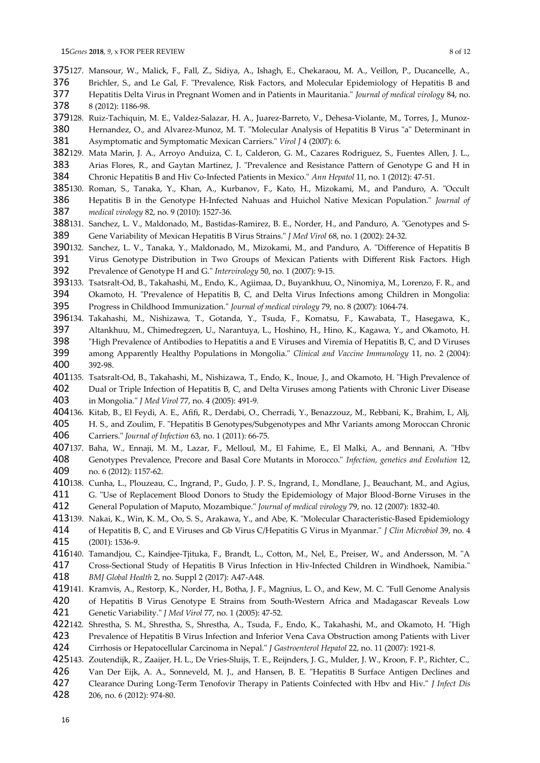127. Mansour, W., Malick, F., Fall, Z., Sidiya, A., Ishagh, E., Chekaraou, M. A., Veillon, P., Ducancelle, A., Brichler, S., and Le Gal, F. "Prevalence, Risk Factors, and Molecular Epidemiology of Hepatitis B and Hepatitis Delta Virus in Pregnant Women and in Patients in Mauritania." *Journal of medical virology* 84, no. 8 (2012): 1186-98.
128. Ruiz-Tachiquin, M. E., Valdez-Salazar, H. A., Juarez-Barreto, V., Dehesa-Violante, M., Torres, J., Munoz-Hernandez, O., and Alvarez-Munoz, M. T. "Molecular Analysis of Hepatitis B Virus "a" Determinant in Asymptomatic and Symptomatic Mexican Carriers." *Virol J* 4 (2007): 6.
129. Mata Marin, J. A., Arroyo Anduiza, C. I., Calderon, G. M., Cazares Rodriguez, S., Fuentes Allen, J. L., Arias Flores, R., and Gaytan Martinez, J. "Prevalence and Resistance Pattern of Genotype G and H in Chronic Hepatitis B and Hiv Co-Infected Patients in Mexico." *Ann Hepatol* 11, no. 1 (2012): 47-51.
130. Roman, S., Tanaka, Y., Khan, A., Kurbanov, F., Kato, H., Mizokami, M., and Panduro, A. "Occult Hepatitis B in the Genotype H-Infected Nahuas and Huichol Native Mexican Population." *Journal of medical virology* 82, no. 9 (2010): 1527-36.
131. Sanchez, L. V., Maldonado, M., Bastidas-Ramirez, B. E., Norder, H., and Panduro, A. "Genotypes and S-Gene Variability of Mexican Hepatitis B Virus Strains." *J Med Virol* 68, no. 1 (2002): 24-32.
132. Sanchez, L. V., Tanaka, Y., Maldonado, M., Mizokami, M., and Panduro, A. "Difference of Hepatitis B Virus Genotype Distribution in Two Groups of Mexican Patients with Different Risk Factors. High Prevalence of Genotype H and G." *Intervirology* 50, no. 1 (2007): 9-15.
133. Tsatsralt-Od, B., Takahashi, M., Endo, K., Agiimaa, D., Buyankhuu, O., Ninomiya, M., Lorenzo, F. R., and Okamoto, H. "Prevalence of Hepatitis B, C, and Delta Virus Infections among Children in Mongolia: Progress in Childhood Immunization." *Journal of medical virology* 79, no. 8 (2007): 1064-74.
134. Takahashi, M., Nishizawa, T., Gotanda, Y., Tsuda, F., Komatsu, F., Kawabata, T., Hasegawa, K., Altankhuu, M., Chimedregzen, U., Narantuya, L., Hoshino, H., Hino, K., Kagawa, Y., and Okamoto, H. "High Prevalence of Antibodies to Hepatitis a and E Viruses and Viremia of Hepatitis B, C, and D Viruses among Apparently Healthy Populations in Mongolia." *Clinical and Vaccine Immunology* 11, no. 2 (2004): 392-98.
135. Tsatsralt-Od, B., Takahashi, M., Nishizawa, T., Endo, K., Inoue, J., and Okamoto, H. "High Prevalence of Dual or Triple Infection of Hepatitis B, C, and Delta Viruses among Patients with Chronic Liver Disease in Mongolia." *J Med Virol* 77, no. 4 (2005): 491-9.
136. Kitab, B., El Feydi, A. E., Afifi, R., Derdabi, O., Cherradi, Y., Benazzouz, M., Rebbani, K., Brahim, I., Alj, H. S., and Zoulim, F. "Hepatitis B Genotypes/Subgenotypes and Mhr Variants among Moroccan Chronic Carriers." *Journal of Infection* 63, no. 1 (2011): 66-75.
137. Baha, W., Ennaji, M. M., Lazar, F., Melloul, M., El Fahime, E., El Malki, A., and Bennani, A. "Hbv Genotypes Prevalence, Precore and Basal Core Mutants in Morocco." *Infection, genetics and Evolution* 12, no. 6 (2012): 1157-62.
138. Cunha, L., Plouzeau, C., Ingrand, P., Gudo, J. P. S., Ingrand, I., Mondlane, J., Beauchant, M., and Agius, G. "Use of Replacement Blood Donors to Study the Epidemiology of Major Blood-Borne Viruses in the General Population of Maputo, Mozambique." *Journal of medical virology* 79, no. 12 (2007): 1832-40.
139. Nakai, K., Win, K. M., Oo, S. S., Arakawa, Y., and Abe, K. "Molecular Characteristic-Based Epidemiology of Hepatitis B, C, and E Viruses and Gb Virus C/Hepatitis G Virus in Myanmar." *J Clin Microbiol* 39, no. 4 (2001): 1536-9.
140. Tamandjou, C., Kaindjee-Tjituka, F., Brandt, L., Cotton, M., Nel, E., Preiser, W., and Andersson, M. "A Cross-Sectional Study of Hepatitis B Virus Infection in Hiv-Infected Children in Windhoek, Namibia." *BMJ Global Health* 2, no. Suppl 2 (2017): A47-A48.
141. Kramvis, A., Restorp, K., Norder, H., Botha, J. F., Magnius, L. O., and Kew, M. C. "Full Genome Analysis of Hepatitis B Virus Genotype E Strains from South-Western Africa and Madagascar Reveals Low Genetic Variability." *J Med Virol* 77, no. 1 (2005): 47-52.
142. Shrestha, S. M., Shrestha, S., Shrestha, A., Tsuda, F., Endo, K., Takahashi, M., and Okamoto, H. "High Prevalence of Hepatitis B Virus Infection and Inferior Vena Cava Obstruction among Patients with Liver Cirrhosis or Hepatocellular Carcinoma in Nepal." *J Gastroenterol Hepatol* 22, no. 11 (2007): 1921-8.
143. Zoutendijk, R., Zaaijer, H. L., De Vries-Sluijs, T. E., Reijnders, J. G., Mulder, J. W., Kroon, F. P., Richter, C., Van Der Eijk, A. A., Sonneveld, M. J., and Hansen, B. E. "Hepatitis B Surface Antigen Declines and Clearance During Long-Term Tenofovir Therapy in Patients Coinfected with Hbv and Hiv." *J Infect Dis* 206, no. 6 (2012): 974-80.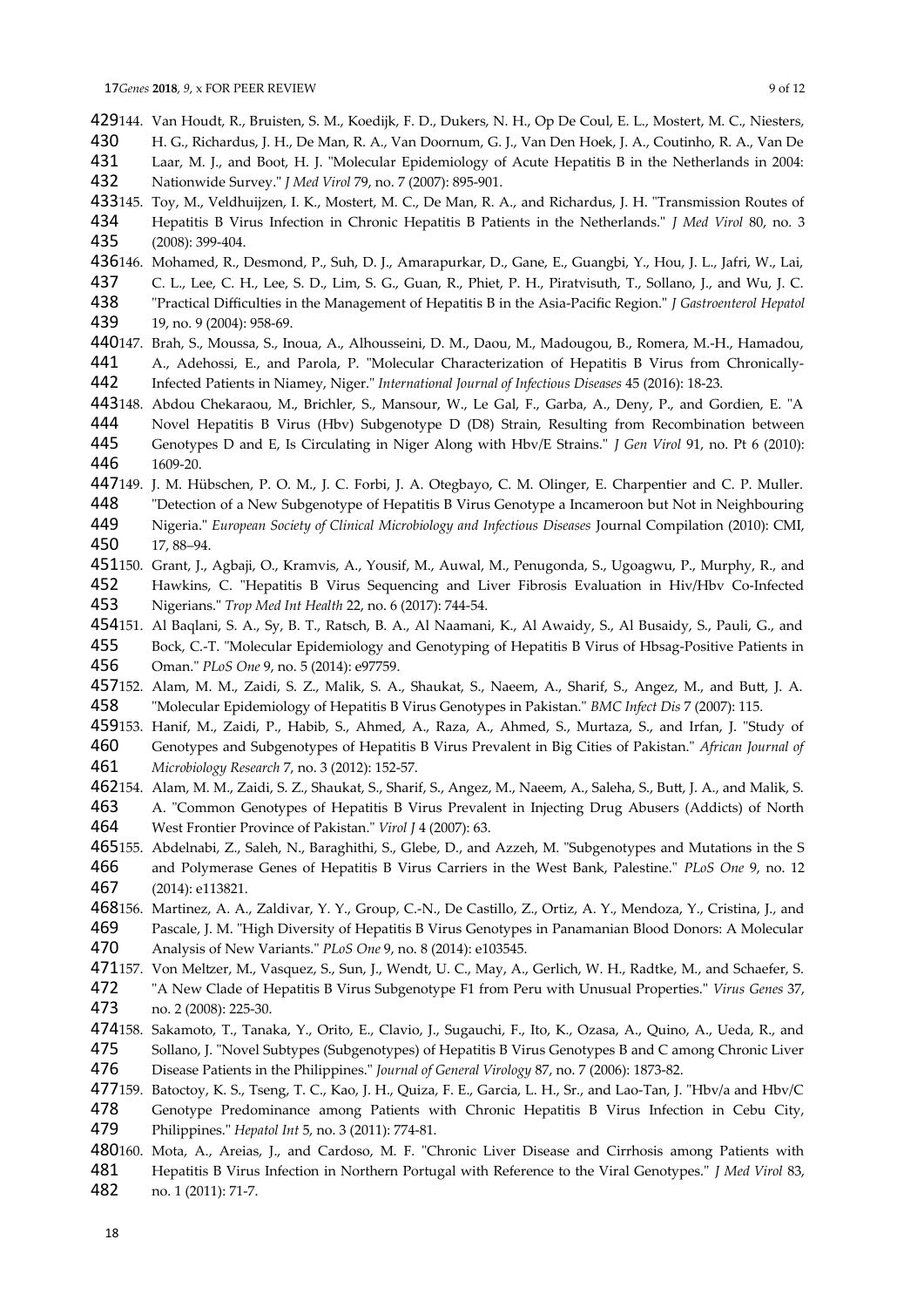144. Van Houdt, R., Bruisten, S. M., Koedijk, F. D., Dukers, N. H., Op De Coul, E. L., Mostert, M. C., Niesters, H. G., Richardus, J. H., De Man, R. A., Van Doornum, G. J., Van Den Hoek, J. A., Coutinho, R. A., Van De Laar, M. J., and Boot, H. J. "Molecular Epidemiology of Acute Hepatitis B in the Netherlands in 2004: Nationwide Survey." *J Med Virol* 79, no. 7 (2007): 895-901.

145. Toy, M., Veldhuijzen, I. K., Mostert, M. C., De Man, R. A., and Richardus, J. H. "Transmission Routes of Hepatitis B Virus Infection in Chronic Hepatitis B Patients in the Netherlands." *J Med Virol* 80, no. 3 (2008): 399-404.

146. Mohamed, R., Desmond, P., Suh, D. J., Amarapurkar, D., Gane, E., Guangbi, Y., Hou, J. L., Jafri, W., Lai, C. L., Lee, C. H., Lee, S. D., Lim, S. G., Guan, R., Phiet, P. H., Piratvisuth, T., Sollano, J., and Wu, J. C. "Practical Difficulties in the Management of Hepatitis B in the Asia-Pacific Region." *J Gastroenterol Hepatol* 19, no. 9 (2004): 958-69.

147. Brah, S., Moussa, S., Inoua, A., Alhousseini, D. M., Daou, M., Madougou, B., Romera, M.-H., Hamadou, A., Adehossi, E., and Parola, P. "Molecular Characterization of Hepatitis B Virus from Chronically-Infected Patients in Niamey, Niger." *International Journal of Infectious Diseases* 45 (2016): 18-23.

148. Abdou Chekaraou, M., Brichler, S., Mansour, W., Le Gal, F., Garba, A., Deny, P., and Gordien, E. "A Novel Hepatitis B Virus (Hbv) Subgenotype D (D8) Strain, Resulting from Recombination between Genotypes D and E, Is Circulating in Niger Along with Hbv/E Strains." *J Gen Virol* 91, no. Pt 6 (2010): 1609-20.

149. J. M. Hübschen, P. O. M., J. C. Forbi, J. A. Otegbayo, C. M. Olinger, E. Charpentier and C. P. Muller. "Detection of a New Subgenotype of Hepatitis B Virus Genotype a Incameroon but Not in Neighbouring Nigeria." *European Society of Clinical Microbiology and Infectious Diseases* Journal Compilation (2010): CMI, 17, 88–94.

150. Grant, J., Agbaji, O., Kramvis, A., Yousif, M., Auwal, M., Penugonda, S., Ugoagwu, P., Murphy, R., and Hawkins, C. "Hepatitis B Virus Sequencing and Liver Fibrosis Evaluation in Hiv/Hbv Co-Infected Nigerians." *Trop Med Int Health* 22, no. 6 (2017): 744-54.

151. Al Baqlani, S. A., Sy, B. T., Ratsch, B. A., Al Naamani, K., Al Awaidy, S., Al Busaidy, S., Pauli, G., and Bock, C.-T. "Molecular Epidemiology and Genotyping of Hepatitis B Virus of Hbsag-Positive Patients in Oman." *PLoS One* 9, no. 5 (2014): e97759.

152. Alam, M. M., Zaidi, S. Z., Malik, S. A., Shaukat, S., Naeem, A., Sharif, S., Angez, M., and Butt, J. A. "Molecular Epidemiology of Hepatitis B Virus Genotypes in Pakistan." *BMC Infect Dis* 7 (2007): 115.

153. Hanif, M., Zaidi, P., Habib, S., Ahmed, A., Raza, A., Ahmed, S., Murtaza, S., and Irfan, J. "Study of Genotypes and Subgenotypes of Hepatitis B Virus Prevalent in Big Cities of Pakistan." *African Journal of Microbiology Research* 7, no. 3 (2012): 152-57.

154. Alam, M. M., Zaidi, S. Z., Shaukat, S., Sharif, S., Angez, M., Naeem, A., Saleha, S., Butt, J. A., and Malik, S. A. "Common Genotypes of Hepatitis B Virus Prevalent in Injecting Drug Abusers (Addicts) of North West Frontier Province of Pakistan." *Virol J* 4 (2007): 63.

155. Abdelnabi, Z., Saleh, N., Baraghithi, S., Glebe, D., and Azzeh, M. "Subgenotypes and Mutations in the S and Polymerase Genes of Hepatitis B Virus Carriers in the West Bank, Palestine." *PLoS One* 9, no. 12 (2014): e113821.

156. Martinez, A. A., Zaldivar, Y. Y., Group, C.-N., De Castillo, Z., Ortiz, A. Y., Mendoza, Y., Cristina, J., and Pascale, J. M. "High Diversity of Hepatitis B Virus Genotypes in Panamanian Blood Donors: A Molecular Analysis of New Variants." *PLoS One* 9, no. 8 (2014): e103545.

157. Von Meltzer, M., Vasquez, S., Sun, J., Wendt, U. C., May, A., Gerlich, W. H., Radtke, M., and Schaefer, S. "A New Clade of Hepatitis B Virus Subgenotype F1 from Peru with Unusual Properties." *Virus Genes* 37, no. 2 (2008): 225-30.

158. Sakamoto, T., Tanaka, Y., Orito, E., Clavio, J., Sugauchi, F., Ito, K., Ozasa, A., Quino, A., Ueda, R., and Sollano, J. "Novel Subtypes (Subgenotypes) of Hepatitis B Virus Genotypes B and C among Chronic Liver Disease Patients in the Philippines." *Journal of General Virology* 87, no. 7 (2006): 1873-82.

159. Batoctoy, K. S., Tseng, T. C., Kao, J. H., Quiza, F. E., Garcia, L. H., Sr., and Lao-Tan, J. "Hbv/a and Hbv/C Genotype Predominance among Patients with Chronic Hepatitis B Virus Infection in Cebu City, Philippines." *Hepatol Int* 5, no. 3 (2011): 774-81.

160. Mota, A., Areias, J., and Cardoso, M. F. "Chronic Liver Disease and Cirrhosis among Patients with Hepatitis B Virus Infection in Northern Portugal with Reference to the Viral Genotypes." *J Med Virol* 83, no. 1 (2011): 71-7.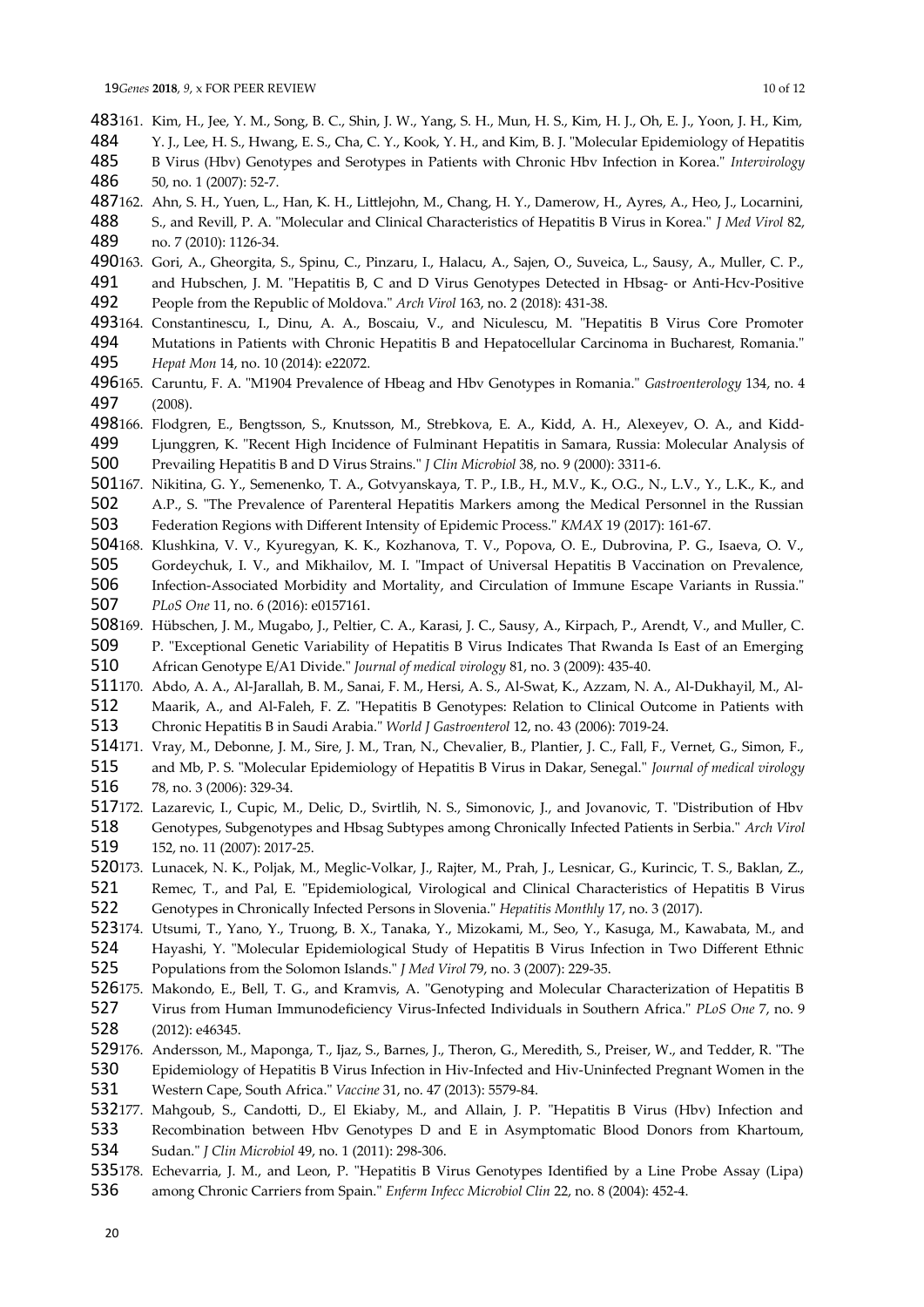161. Kim, H., Jee, Y. M., Song, B. C., Shin, J. W., Yang, S. H., Mun, H. S., Kim, H. J., Oh, E. J., Yoon, J. H., Kim, Y. J., Lee, H. S., Hwang, E. S., Cha, C. Y., Kook, Y. H., and Kim, B. J. "Molecular Epidemiology of Hepatitis B Virus (Hbv) Genotypes and Serotypes in Patients with Chronic Hbv Infection in Korea." *Intervirology* 50, no. 1 (2007): 52-7.

162. Ahn, S. H., Yuen, L., Han, K. H., Littlejohn, M., Chang, H. Y., Damerow, H., Ayres, A., Heo, J., Locarnini, S., and Revill, P. A. "Molecular and Clinical Characteristics of Hepatitis B Virus in Korea." *J Med Virol* 82, no. 7 (2010): 1126-34.

163. Gori, A., Gheorgita, S., Spinu, C., Pinzaru, I., Halacu, A., Sajen, O., Suveica, L., Sausy, A., Muller, C. P., and Hubschen, J. M. "Hepatitis B, C and D Virus Genotypes Detected in Hbsag- or Anti-Hcv-Positive People from the Republic of Moldova." *Arch Virol* 163, no. 2 (2018): 431-38.

164. Constantinescu, I., Dinu, A. A., Boscaiu, V., and Niculescu, M. "Hepatitis B Virus Core Promoter Mutations in Patients with Chronic Hepatitis B and Hepatocellular Carcinoma in Bucharest, Romania." *Hepat Mon* 14, no. 10 (2014): e22072.

165. Caruntu, F. A. "M1904 Prevalence of Hbeag and Hbv Genotypes in Romania." *Gastroenterology* 134, no. 4 (2008).

166. Flodgren, E., Bengtsson, S., Knutsson, M., Strebkova, E. A., Kidd, A. H., Alexeyev, O. A., and Kidd-Ljunggren, K. "Recent High Incidence of Fulminant Hepatitis in Samara, Russia: Molecular Analysis of Prevailing Hepatitis B and D Virus Strains." *J Clin Microbiol* 38, no. 9 (2000): 3311-6.

167. Nikitina, G. Y., Semenenko, T. A., Gotvyanskaya, T. P., I.B., H., M.V., K., O.G., N., L.V., Y., L.K., K., and A.P., S. "The Prevalence of Parenteral Hepatitis Markers among the Medical Personnel in the Russian Federation Regions with Different Intensity of Epidemic Process." *KMAX* 19 (2017): 161-67.

168. Klushkina, V. V., Kyuregyan, K. K., Kozhanova, T. V., Popova, O. E., Dubrovina, P. G., Isaeva, O. V., Gordeychuk, I. V., and Mikhailov, M. I. "Impact of Universal Hepatitis B Vaccination on Prevalence, Infection-Associated Morbidity and Mortality, and Circulation of Immune Escape Variants in Russia." *PLoS One* 11, no. 6 (2016): e0157161.

169. Hübschen, J. M., Mugabo, J., Peltier, C. A., Karasi, J. C., Sausy, A., Kirpach, P., Arendt, V., and Muller, C. P. "Exceptional Genetic Variability of Hepatitis B Virus Indicates That Rwanda Is East of an Emerging African Genotype E/A1 Divide." *Journal of medical virology* 81, no. 3 (2009): 435-40.

170. Abdo, A. A., Al-Jarallah, B. M., Sanai, F. M., Hersi, A. S., Al-Swat, K., Azzam, N. A., Al-Dukhayil, M., Al-Maarik, A., and Al-Faleh, F. Z. "Hepatitis B Genotypes: Relation to Clinical Outcome in Patients with Chronic Hepatitis B in Saudi Arabia." *World J Gastroenterol* 12, no. 43 (2006): 7019-24.

171. Vray, M., Debonne, J. M., Sire, J. M., Tran, N., Chevalier, B., Plantier, J. C., Fall, F., Vernet, G., Simon, F., and Mb, P. S. "Molecular Epidemiology of Hepatitis B Virus in Dakar, Senegal." *Journal of medical virology* 78, no. 3 (2006): 329-34.

172. Lazarevic, I., Cupic, M., Delic, D., Svirtlih, N. S., Simonovic, J., and Jovanovic, T. "Distribution of Hbv Genotypes, Subgenotypes and Hbsag Subtypes among Chronically Infected Patients in Serbia." *Arch Virol* 152, no. 11 (2007): 2017-25.

173. Lunacek, N. K., Poljak, M., Meglic-Volkar, J., Rajter, M., Prah, J., Lesnicar, G., Kurincic, T. S., Baklan, Z., Remec, T., and Pal, E. "Epidemiological, Virological and Clinical Characteristics of Hepatitis B Virus Genotypes in Chronically Infected Persons in Slovenia." *Hepatitis Monthly* 17, no. 3 (2017).

174. Utsumi, T., Yano, Y., Truong, B. X., Tanaka, Y., Mizokami, M., Seo, Y., Kasuga, M., Kawabata, M., and Hayashi, Y. "Molecular Epidemiological Study of Hepatitis B Virus Infection in Two Different Ethnic Populations from the Solomon Islands." *J Med Virol* 79, no. 3 (2007): 229-35.

175. Makondo, E., Bell, T. G., and Kramvis, A. "Genotyping and Molecular Characterization of Hepatitis B Virus from Human Immunodeficiency Virus-Infected Individuals in Southern Africa." *PLoS One* 7, no. 9 (2012): e46345.

176. Andersson, M., Maponga, T., Ijaz, S., Barnes, J., Theron, G., Meredith, S., Preiser, W., and Tedder, R. "The Epidemiology of Hepatitis B Virus Infection in Hiv-Infected and Hiv-Uninfected Pregnant Women in the Western Cape, South Africa." *Vaccine* 31, no. 47 (2013): 5579-84.

177. Mahgoub, S., Candotti, D., El Ekiaby, M., and Allain, J. P. "Hepatitis B Virus (Hbv) Infection and Recombination between Hbv Genotypes D and E in Asymptomatic Blood Donors from Khartoum, Sudan." *J Clin Microbiol* 49, no. 1 (2011): 298-306.

178. Echevarria, J. M., and Leon, P. "Hepatitis B Virus Genotypes Identified by a Line Probe Assay (Lipa) among Chronic Carriers from Spain." *Enferm Infecc Microbiol Clin* 22, no. 8 (2004): 452-4.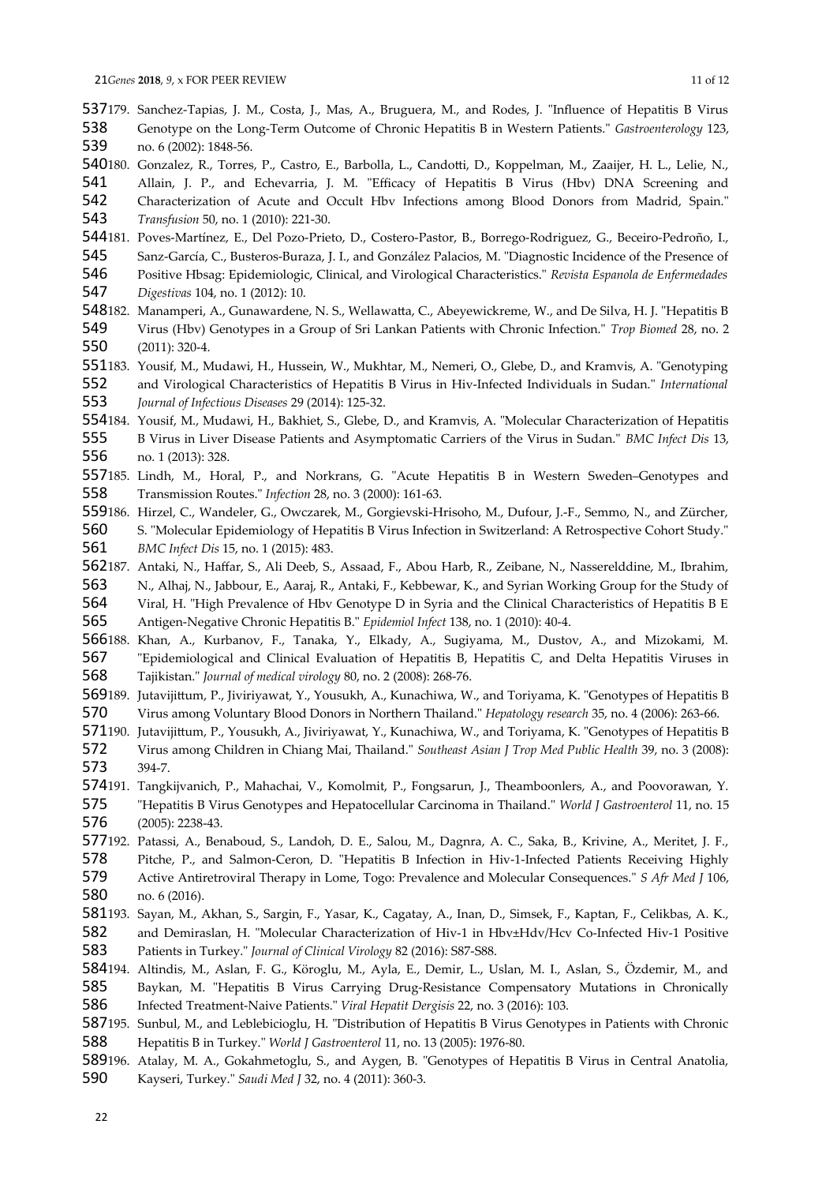179. Sanchez-Tapias, J. M., Costa, J., Mas, A., Bruguera, M., and Rodes, J. "Influence of Hepatitis B Virus Genotype on the Long-Term Outcome of Chronic Hepatitis B in Western Patients." *Gastroenterology* 123, no. 6 (2002): 1848-56.
180. Gonzalez, R., Torres, P., Castro, E., Barbolla, L., Candotti, D., Koppelman, M., Zaaijer, H. L., Lelie, N., Allain, J. P., and Echevarria, J. M. "Efficacy of Hepatitis B Virus (Hbv) DNA Screening and Characterization of Acute and Occult Hbv Infections among Blood Donors from Madrid, Spain." *Transfusion* 50, no. 1 (2010): 221-30.
181. Poves-Martínez, E., Del Pozo-Prieto, D., Costero-Pastor, B., Borrego-Rodriguez, G., Beceiro-Pedroño, I., Sanz-García, C., Busteros-Buraza, J. I., and González Palacios, M. "Diagnostic Incidence of the Presence of Positive Hbsag: Epidemiologic, Clinical, and Virological Characteristics." *Revista Espanola de Enfermedades Digestivas* 104, no. 1 (2012): 10.
182. Manamperi, A., Gunawardene, N. S., Wellawatta, C., Abeyewickreme, W., and De Silva, H. J. "Hepatitis B Virus (Hbv) Genotypes in a Group of Sri Lankan Patients with Chronic Infection." *Trop Biomed* 28, no. 2 (2011): 320-4.
183. Yousif, M., Mudawi, H., Hussein, W., Mukhtar, M., Nemeri, O., Glebe, D., and Kramvis, A. "Genotyping and Virological Characteristics of Hepatitis B Virus in Hiv-Infected Individuals in Sudan." *International Journal of Infectious Diseases* 29 (2014): 125-32.
184. Yousif, M., Mudawi, H., Bakhiet, S., Glebe, D., and Kramvis, A. "Molecular Characterization of Hepatitis B Virus in Liver Disease Patients and Asymptomatic Carriers of the Virus in Sudan." *BMC Infect Dis* 13, no. 1 (2013): 328.
185. Lindh, M., Horal, P., and Norkrans, G. "Acute Hepatitis B in Western Sweden–Genotypes and Transmission Routes." *Infection* 28, no. 3 (2000): 161-63.
186. Hirzel, C., Wandeler, G., Owczarek, M., Gorgievski-Hrisoho, M., Dufour, J.-F., Semmo, N., and Zürcher, S. "Molecular Epidemiology of Hepatitis B Virus Infection in Switzerland: A Retrospective Cohort Study." *BMC Infect Dis* 15, no. 1 (2015): 483.
187. Antaki, N., Haffar, S., Ali Deeb, S., Assaad, F., Abou Harb, R., Zeibane, N., Nasserelddine, M., Ibrahim, N., Alhaj, N., Jabbour, E., Aaraj, R., Antaki, F., Kebbewar, K., and Syrian Working Group for the Study of Viral, H. "High Prevalence of Hbv Genotype D in Syria and the Clinical Characteristics of Hepatitis B E Antigen-Negative Chronic Hepatitis B." *Epidemiol Infect* 138, no. 1 (2010): 40-4.
188. Khan, A., Kurbanov, F., Tanaka, Y., Elkady, A., Sugiyama, M., Dustov, A., and Mizokami, M. "Epidemiological and Clinical Evaluation of Hepatitis B, Hepatitis C, and Delta Hepatitis Viruses in Tajikistan." *Journal of medical virology* 80, no. 2 (2008): 268-76.
189. Jutavijittum, P., Jiviriyawat, Y., Yousukh, A., Kunachiwa, W., and Toriyama, K. "Genotypes of Hepatitis B Virus among Voluntary Blood Donors in Northern Thailand." *Hepatology research* 35, no. 4 (2006): 263-66.
190. Jutavijittum, P., Yousukh, A., Jiviriyawat, Y., Kunachiwa, W., and Toriyama, K. "Genotypes of Hepatitis B Virus among Children in Chiang Mai, Thailand." *Southeast Asian J Trop Med Public Health* 39, no. 3 (2008): 394-7.
191. Tangkijvanich, P., Mahachai, V., Komolmit, P., Fongsarun, J., Theamboonlers, A., and Poovorawan, Y. "Hepatitis B Virus Genotypes and Hepatocellular Carcinoma in Thailand." *World J Gastroenterol* 11, no. 15 (2005): 2238-43.
192. Patassi, A., Benaboud, S., Landoh, D. E., Salou, M., Dagnra, A. C., Saka, B., Krivine, A., Meritet, J. F., Pitche, P., and Salmon-Ceron, D. "Hepatitis B Infection in Hiv-1-Infected Patients Receiving Highly Active Antiretroviral Therapy in Lome, Togo: Prevalence and Molecular Consequences." *S Afr Med J* 106, no. 6 (2016).
193. Sayan, M., Akhan, S., Sargin, F., Yasar, K., Cagatay, A., Inan, D., Simsek, F., Kaptan, F., Celikbas, A. K., and Demiraslan, H. "Molecular Characterization of Hiv-1 in Hbv±Hdv/Hcv Co-Infected Hiv-1 Positive Patients in Turkey." *Journal of Clinical Virology* 82 (2016): S87-S88.
194. Altindis, M., Aslan, F. G., Köroglu, M., Ayla, E., Demir, L., Uslan, M. I., Aslan, S., Özdemir, M., and Baykan, M. "Hepatitis B Virus Carrying Drug-Resistance Compensatory Mutations in Chronically Infected Treatment-Naive Patients." *Viral Hepatit Dergisis* 22, no. 3 (2016): 103.
195. Sunbul, M., and Leblebicioglu, H. "Distribution of Hepatitis B Virus Genotypes in Patients with Chronic Hepatitis B in Turkey." *World J Gastroenterol* 11, no. 13 (2005): 1976-80.
196. Atalay, M. A., Gokahmetoglu, S., and Aygen, B. "Genotypes of Hepatitis B Virus in Central Anatolia, Kayseri, Turkey." *Saudi Med J* 32, no. 4 (2011): 360-3.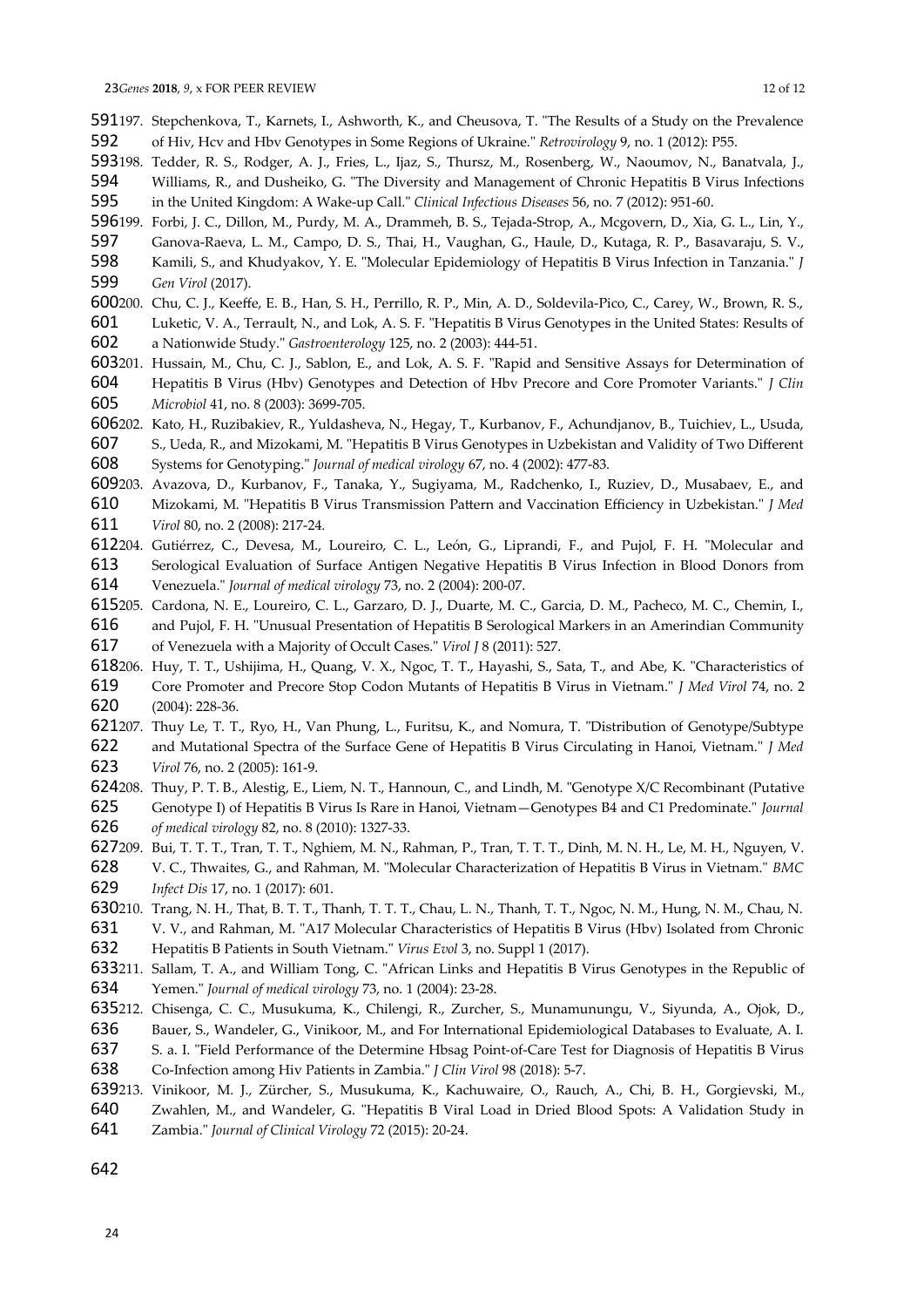197. Stepchenkova, T., Karnets, I., Ashworth, K., and Cheusova, T. "The Results of a Study on the Prevalence of Hiv, Hcv and Hbv Genotypes in Some Regions of Ukraine." *Retrovirology* 9, no. 1 (2012): P55.

198. Tedder, R. S., Rodger, A. J., Fries, L., Ijaz, S., Thursz, M., Rosenberg, W., Naoumov, N., Banatvala, J., Williams, R., and Dusheiko, G. "The Diversity and Management of Chronic Hepatitis B Virus Infections in the United Kingdom: A Wake-up Call." *Clinical Infectious Diseases* 56, no. 7 (2012): 951-60.

199. Forbi, J. C., Dillon, M., Purdy, M. A., Drammeh, B. S., Tejada-Strop, A., Mcgovern, D., Xia, G. L., Lin, Y., Ganova-Raeva, L. M., Campo, D. S., Thai, H., Vaughan, G., Haule, D., Kutaga, R. P., Basavaraju, S. V., Kamili, S., and Khudyakov, Y. E. "Molecular Epidemiology of Hepatitis B Virus Infection in Tanzania." *J Gen Virol* (2017).

200. Chu, C. J., Keeffe, E. B., Han, S. H., Perrillo, R. P., Min, A. D., Soldevila-Pico, C., Carey, W., Brown, R. S., Luketic, V. A., Terrault, N., and Lok, A. S. F. "Hepatitis B Virus Genotypes in the United States: Results of a Nationwide Study." *Gastroenterology* 125, no. 2 (2003): 444-51.

201. Hussain, M., Chu, C. J., Sablon, E., and Lok, A. S. F. "Rapid and Sensitive Assays for Determination of Hepatitis B Virus (Hbv) Genotypes and Detection of Hbv Precore and Core Promoter Variants." *J Clin Microbiol* 41, no. 8 (2003): 3699-705.

202. Kato, H., Ruzibakiev, R., Yuldasheva, N., Hegay, T., Kurbanov, F., Achundjanov, B., Tuichiev, L., Usuda, S., Ueda, R., and Mizokami, M. "Hepatitis B Virus Genotypes in Uzbekistan and Validity of Two Different Systems for Genotyping." *Journal of medical virology* 67, no. 4 (2002): 477-83.

203. Avazova, D., Kurbanov, F., Tanaka, Y., Sugiyama, M., Radchenko, I., Ruziev, D., Musabaev, E., and Mizokami, M. "Hepatitis B Virus Transmission Pattern and Vaccination Efficiency in Uzbekistan." *J Med Virol* 80, no. 2 (2008): 217-24.

204. Gutiérrez, C., Devesa, M., Loureiro, C. L., León, G., Liprandi, F., and Pujol, F. H. "Molecular and Serological Evaluation of Surface Antigen Negative Hepatitis B Virus Infection in Blood Donors from Venezuela." *Journal of medical virology* 73, no. 2 (2004): 200-07.

205. Cardona, N. E., Loureiro, C. L., Garzaro, D. J., Duarte, M. C., Garcia, D. M., Pacheco, M. C., Chemin, I., and Pujol, F. H. "Unusual Presentation of Hepatitis B Serological Markers in an Amerindian Community of Venezuela with a Majority of Occult Cases." *Virol J* 8 (2011): 527.

206. Huy, T. T., Ushijima, H., Quang, V. X., Ngoc, T. T., Hayashi, S., Sata, T., and Abe, K. "Characteristics of Core Promoter and Precore Stop Codon Mutants of Hepatitis B Virus in Vietnam." *J Med Virol* 74, no. 2 (2004): 228-36.

207. Thuy Le, T. T., Ryo, H., Van Phung, L., Furitsu, K., and Nomura, T. "Distribution of Genotype/Subtype and Mutational Spectra of the Surface Gene of Hepatitis B Virus Circulating in Hanoi, Vietnam." *J Med Virol* 76, no. 2 (2005): 161-9.

208. Thuy, P. T. B., Alestig, E., Liem, N. T., Hannoun, C., and Lindh, M. "Genotype X/C Recombinant (Putative Genotype I) of Hepatitis B Virus Is Rare in Hanoi, Vietnam—Genotypes B4 and C1 Predominate." *Journal of medical virology* 82, no. 8 (2010): 1327-33.

209. Bui, T. T. T., Tran, T. T., Nghiem, M. N., Rahman, P., Tran, T. T. T., Dinh, M. N. H., Le, M. H., Nguyen, V. V. C., Thwaites, G., and Rahman, M. "Molecular Characterization of Hepatitis B Virus in Vietnam." *BMC Infect Dis* 17, no. 1 (2017): 601.

210. Trang, N. H., That, B. T. T., Thanh, T. T. T., Chau, L. N., Thanh, T. T., Ngoc, N. M., Hung, N. M., Chau, N. V. V., and Rahman, M. "A17 Molecular Characteristics of Hepatitis B Virus (Hbv) Isolated from Chronic Hepatitis B Patients in South Vietnam." *Virus Evol* 3, no. Suppl 1 (2017).

211. Sallam, T. A., and William Tong, C. "African Links and Hepatitis B Virus Genotypes in the Republic of Yemen." *Journal of medical virology* 73, no. 1 (2004): 23-28.

212. Chisenga, C. C., Musukuma, K., Chilengi, R., Zurcher, S., Munamunungu, V., Siyunda, A., Ojok, D., Bauer, S., Wandeler, G., Vinikoor, M., and For International Epidemiological Databases to Evaluate, A. I. S. a. I. "Field Performance of the Determine Hbsag Point-of-Care Test for Diagnosis of Hepatitis B Virus Co-Infection among Hiv Patients in Zambia." *J Clin Virol* 98 (2018): 5-7.

213. Vinikoor, M. J., Zürcher, S., Musukuma, K., Kachuwaire, O., Rauch, A., Chi, B. H., Gorgievski, M., Zwahlen, M., and Wandeler, G. "Hepatitis B Viral Load in Dried Blood Spots: A Validation Study in Zambia." *Journal of Clinical Virology* 72 (2015): 20-24.